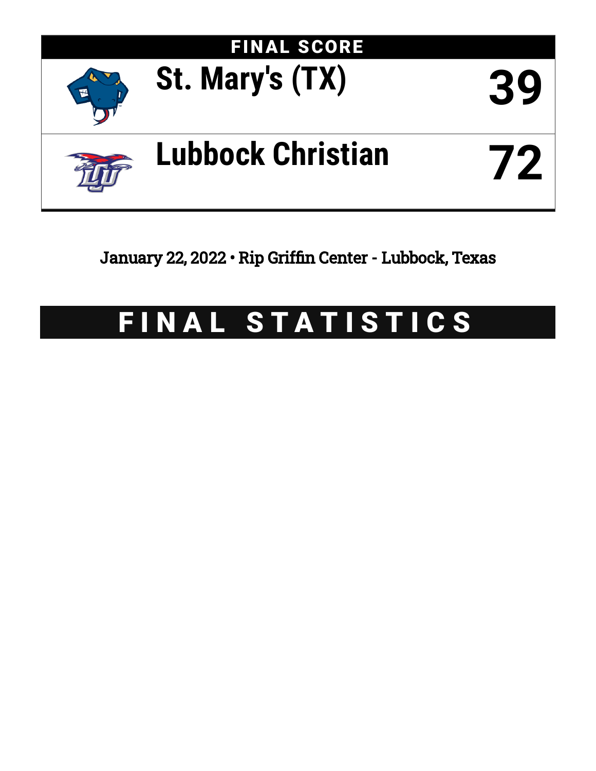# FINAL SCORE

| | |
|---|---|
| St. Mary's (TX) | 39 |
| Lubbock Christian | 72 |

January 22, 2022 • Rip Griffin Center - Lubbock, Texas

# FINAL STATISTICS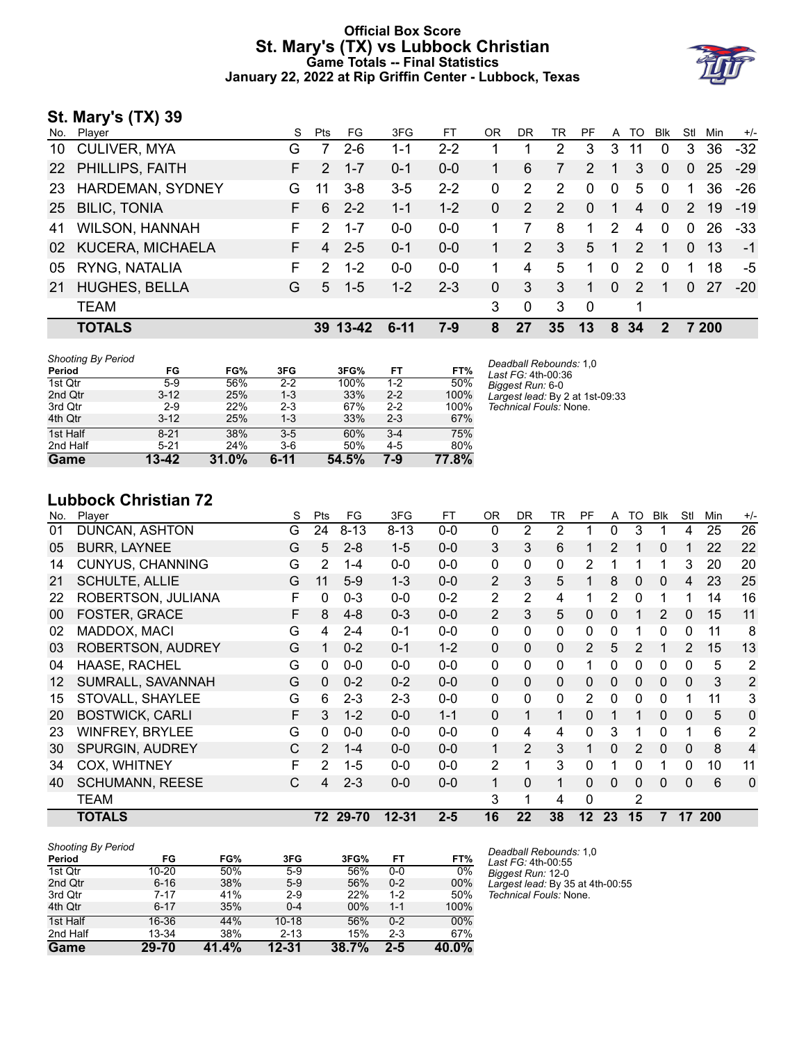# Official Box Score
# St. Mary's (TX) vs Lubbock Christian
### Game Totals -- Final Statistics
### January 22, 2022 at Rip Griffin Center - Lubbock, Texas

## St. Mary's (TX) 39

| No. | Player | S | Pts | FG | 3FG | FT | OR | DR | TR | PF | A | TO | Blk | Stl | Min | +/- |
|---|---|---|---|---|---|---|---|---|---|---|---|---|---|---|---|---|
| 10 | CULIVER, MYA | G | 7 | 2-6 | 1-1 | 2-2 | 1 | 1 | 2 | 3 | 3 | 11 | 0 | 3 | 36 | -32 |
| 22 | PHILLIPS, FAITH | F | 2 | 1-7 | 0-1 | 0-0 | 1 | 6 | 7 | 2 | 1 | 3 | 0 | 0 | 25 | -29 |
| 23 | HARDEMAN, SYDNEY | G | 11 | 3-8 | 3-5 | 2-2 | 0 | 2 | 2 | 0 | 0 | 5 | 0 | 1 | 36 | -26 |
| 25 | BILIC, TONIA | F | 6 | 2-2 | 1-1 | 1-2 | 0 | 2 | 2 | 0 | 1 | 4 | 0 | 2 | 19 | -19 |
| 41 | WILSON, HANNAH | F | 2 | 1-7 | 0-0 | 0-0 | 1 | 7 | 8 | 1 | 2 | 4 | 0 | 0 | 26 | -33 |
| 02 | KUCERA, MICHAELA | F | 4 | 2-5 | 0-1 | 0-0 | 1 | 2 | 3 | 5 | 1 | 2 | 1 | 0 | 13 | -1 |
| 05 | RYNG, NATALIA | F | 2 | 1-2 | 0-0 | 0-0 | 1 | 4 | 5 | 1 | 0 | 2 | 0 | 1 | 18 | -5 |
| 21 | HUGHES, BELLA | G | 5 | 1-5 | 1-2 | 2-3 | 0 | 3 | 3 | 1 | 0 | 2 | 1 | 0 | 27 | -20 |
| | TEAM | | | | | | 3 | 0 | 3 | 0 | | 1 | | | | |
| | **TOTALS** | | **39** | **13-42** | **6-11** | **7-9** | **8** | **27** | **35** | **13** | **8** | **34** | **2** | **7** | **200** | |

*Shooting By Period*

| Period | FG | FG% | 3FG | 3FG% | FT | FT% |
|---|---|---|---|---|---|---|
| 1st Qtr | 5-9 | 56% | 2-2 | 100% | 1-2 | 50% |
| 2nd Qtr | 3-12 | 25% | 1-3 | 33% | 2-2 | 100% |
| 3rd Qtr | 2-9 | 22% | 2-3 | 67% | 2-2 | 100% |
| 4th Qtr | 3-12 | 25% | 1-3 | 33% | 2-3 | 67% |
| 1st Half | 8-21 | 38% | 3-5 | 60% | 3-4 | 75% |
| 2nd Half | 5-21 | 24% | 3-6 | 50% | 4-5 | 80% |
| **Game** | **13-42** | **31.0%** | **6-11** | **54.5%** | **7-9** | **77.8%** |

*Deadball Rebounds:* 1,0
*Last FG:* 4th-00:36
*Biggest Run:* 6-0
*Largest lead:* By 2 at 1st-09:33
*Technical Fouls:* None.

## Lubbock Christian 72

| No. | Player | S | Pts | FG | 3FG | FT | OR | DR | TR | PF | A | TO | Blk | Stl | Min | +/- |
|---|---|---|---|---|---|---|---|---|---|---|---|---|---|---|---|---|
| 01 | DUNCAN, ASHTON | G | 24 | 8-13 | 8-13 | 0-0 | 0 | 2 | 2 | 1 | 0 | 3 | 1 | 4 | 25 | 26 |
| 05 | BURR, LAYNEE | G | 5 | 2-8 | 1-5 | 0-0 | 3 | 3 | 6 | 1 | 2 | 1 | 0 | 1 | 22 | 22 |
| 14 | CUNYUS, CHANNING | G | 2 | 1-4 | 0-0 | 0-0 | 0 | 0 | 0 | 2 | 1 | 1 | 1 | 3 | 20 | 20 |
| 21 | SCHULTE, ALLIE | G | 11 | 5-9 | 1-3 | 0-0 | 2 | 3 | 5 | 1 | 8 | 0 | 0 | 4 | 23 | 25 |
| 22 | ROBERTSON, JULIANA | F | 0 | 0-3 | 0-0 | 0-2 | 2 | 2 | 4 | 1 | 2 | 0 | 1 | 1 | 14 | 16 |
| 00 | FOSTER, GRACE | F | 8 | 4-8 | 0-3 | 0-0 | 2 | 3 | 5 | 0 | 0 | 1 | 2 | 0 | 15 | 11 |
| 02 | MADDOX, MACI | G | 4 | 2-4 | 0-1 | 0-0 | 0 | 0 | 0 | 0 | 0 | 1 | 0 | 0 | 11 | 8 |
| 03 | ROBERTSON, AUDREY | G | 1 | 0-2 | 0-1 | 1-2 | 0 | 0 | 0 | 2 | 5 | 2 | 1 | 2 | 15 | 13 |
| 04 | HAASE, RACHEL | G | 0 | 0-0 | 0-0 | 0-0 | 0 | 0 | 0 | 1 | 0 | 0 | 0 | 0 | 5 | 2 |
| 12 | SUMRALL, SAVANNAH | G | 0 | 0-2 | 0-2 | 0-0 | 0 | 0 | 0 | 0 | 0 | 0 | 0 | 0 | 3 | 2 |
| 15 | STOVALL, SHAYLEE | G | 6 | 2-3 | 2-3 | 0-0 | 0 | 0 | 0 | 2 | 0 | 0 | 0 | 1 | 11 | 3 |
| 20 | BOSTWICK, CARLI | F | 3 | 1-2 | 0-0 | 1-1 | 0 | 1 | 1 | 0 | 1 | 1 | 0 | 0 | 5 | 0 |
| 23 | WINFREY, BRYLEE | G | 0 | 0-0 | 0-0 | 0-0 | 0 | 4 | 4 | 0 | 3 | 1 | 0 | 1 | 6 | 2 |
| 30 | SPURGIN, AUDREY | C | 2 | 1-4 | 0-0 | 0-0 | 1 | 2 | 3 | 1 | 0 | 2 | 0 | 0 | 8 | 4 |
| 34 | COX, WHITNEY | F | 2 | 1-5 | 0-0 | 0-0 | 2 | 1 | 3 | 0 | 1 | 0 | 1 | 0 | 10 | 11 |
| 40 | SCHUMANN, REESE | C | 4 | 2-3 | 0-0 | 0-0 | 1 | 0 | 1 | 0 | 0 | 0 | 0 | 0 | 6 | 0 |
| | TEAM | | | | | | 3 | 1 | 4 | 0 | | 2 | | | | |
| | **TOTALS** | | **72** | **29-70** | **12-31** | **2-5** | **16** | **22** | **38** | **12** | **23** | **15** | **7** | **17** | **200** | |

*Shooting By Period*

| Period | FG | FG% | 3FG | 3FG% | FT | FT% |
|---|---|---|---|---|---|---|
| 1st Qtr | 10-20 | 50% | 5-9 | 56% | 0-0 | 0% |
| 2nd Qtr | 6-16 | 38% | 5-9 | 56% | 0-2 | 00% |
| 3rd Qtr | 7-17 | 41% | 2-9 | 22% | 1-2 | 50% |
| 4th Qtr | 6-17 | 35% | 0-4 | 00% | 1-1 | 100% |
| 1st Half | 16-36 | 44% | 10-18 | 56% | 0-2 | 00% |
| 2nd Half | 13-34 | 38% | 2-13 | 15% | 2-3 | 67% |
| **Game** | **29-70** | **41.4%** | **12-31** | **38.7%** | **2-5** | **40.0%** |

*Deadball Rebounds:* 1,0
*Last FG:* 4th-00:55
*Biggest Run:* 12-0
*Largest lead:* By 35 at 4th-00:55
*Technical Fouls:* None.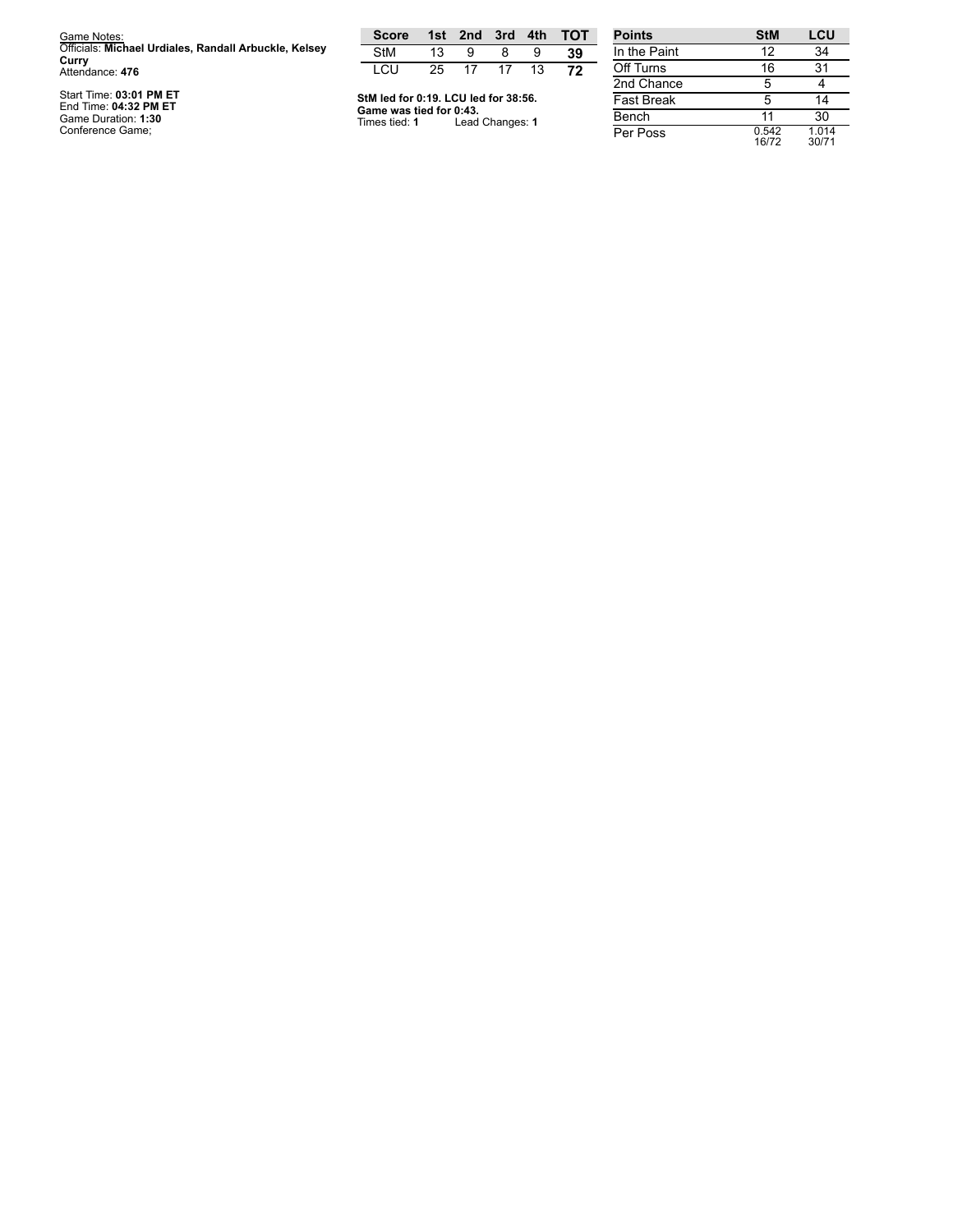Game Notes:
Officials: **Michael Urdiales, Randall Arbuckle, Kelsey Curry**
Attendance: **476**

Start Time: **03:01 PM ET**
End Time: **04:32 PM ET**
Game Duration: **1:30**
Conference Game;

| Score | 1st | 2nd | 3rd | 4th | TOT |
|---|---|---|---|---|---|
| StM | 13 | 9 | 8 | 9 | **39** |
| LCU | 25 | 17 | 17 | 13 | **72** |

**StM led for 0:19. LCU led for 38:56.**
**Game was tied for 0:43.**
Times tied: **1** Lead Changes: **1**

| Points | StM | LCU |
|---|---|---|
| In the Paint | 12 | 34 |
| Off Turns | 16 | 31 |
| 2nd Chance | 5 | 4 |
| Fast Break | 5 | 14 |
| Bench | 11 | 30 |
| Per Poss | 0.542 16/72 | 1.014 30/71 |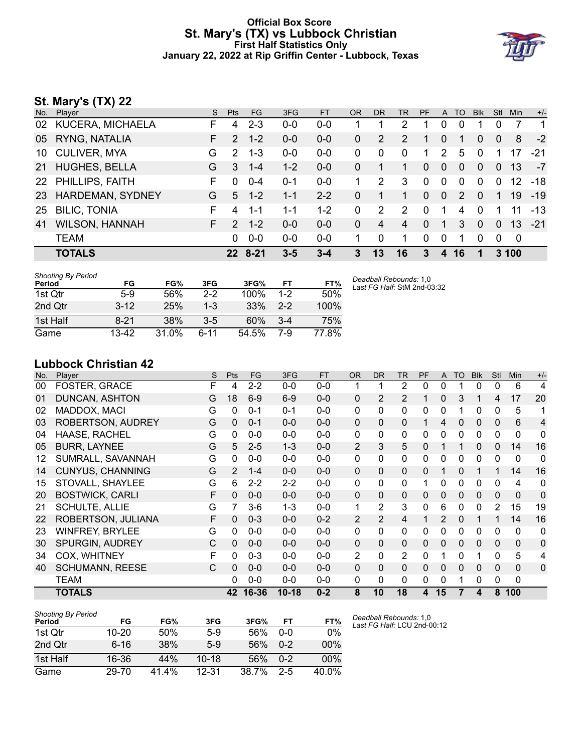# Official Box Score
## St. Mary's (TX) vs Lubbock Christian
### First Half Statistics Only
### January 22, 2022 at Rip Griffin Center - Lubbock, Texas

## St. Mary's (TX) 22

| No. | Player | S | Pts | FG | 3FG | FT | OR | DR | TR | PF | A | TO | Blk | Stl | Min | +/- |
|---|---|---|---|---|---|---|---|---|---|---|---|---|---|---|---|---|
| 02 | KUCERA, MICHAELA | F | 4 | 2-3 | 0-0 | 0-0 | 1 | 1 | 2 | 1 | 0 | 0 | 1 | 0 | 7 | 1 |
| 05 | RYNG, NATALIA | F | 2 | 1-2 | 0-0 | 0-0 | 0 | 2 | 2 | 1 | 0 | 1 | 0 | 0 | 8 | -2 |
| 10 | CULIVER, MYA | G | 2 | 1-3 | 0-0 | 0-0 | 0 | 0 | 0 | 1 | 2 | 5 | 0 | 1 | 17 | -21 |
| 21 | HUGHES, BELLA | G | 3 | 1-4 | 1-2 | 0-0 | 0 | 1 | 1 | 0 | 0 | 0 | 0 | 0 | 13 | -7 |
| 22 | PHILLIPS, FAITH | F | 0 | 0-4 | 0-1 | 0-0 | 1 | 2 | 3 | 0 | 0 | 0 | 0 | 0 | 12 | -18 |
| 23 | HARDEMAN, SYDNEY | G | 5 | 1-2 | 1-1 | 2-2 | 0 | 1 | 1 | 0 | 0 | 2 | 0 | 1 | 19 | -19 |
| 25 | BILIC, TONIA | F | 4 | 1-1 | 1-1 | 1-2 | 0 | 2 | 2 | 0 | 1 | 4 | 0 | 1 | 11 | -13 |
| 41 | WILSON, HANNAH | F | 2 | 1-2 | 0-0 | 0-0 | 0 | 4 | 4 | 0 | 1 | 3 | 0 | 0 | 13 | -21 |
| | TEAM | | 0 | 0-0 | 0-0 | 0-0 | 1 | 0 | 1 | 0 | 0 | 1 | 0 | 0 | 0 | |
| | **TOTALS** | | **22** | **8-21** | **3-5** | **3-4** | **3** | **13** | **16** | **3** | **4** | **16** | **1** | **3** | **100** | |

| Shooting By Period Period | FG | FG% | 3FG | 3FG% | FT | FT% |
|---|---|---|---|---|---|---|
| 1st Qtr | 5-9 | 56% | 2-2 | 100% | 1-2 | 50% |
| 2nd Qtr | 3-12 | 25% | 1-3 | 33% | 2-2 | 100% |
| 1st Half | 8-21 | 38% | 3-5 | 60% | 3-4 | 75% |
| Game | 13-42 | 31.0% | 6-11 | 54.5% | 7-9 | 77.8% |

*Deadball Rebounds:* 1,0
*Last FG Half:* StM 2nd-03:32

## Lubbock Christian 42

| No. | Player | S | Pts | FG | 3FG | FT | OR | DR | TR | PF | A | TO | Blk | Stl | Min | +/- |
|---|---|---|---|---|---|---|---|---|---|---|---|---|---|---|---|---|
| 00 | FOSTER, GRACE | F | 4 | 2-2 | 0-0 | 0-0 | 1 | 1 | 2 | 0 | 0 | 1 | 0 | 0 | 6 | 4 |
| 01 | DUNCAN, ASHTON | G | 18 | 6-9 | 6-9 | 0-0 | 0 | 2 | 2 | 1 | 0 | 3 | 1 | 4 | 17 | 20 |
| 02 | MADDOX, MACI | G | 0 | 0-1 | 0-1 | 0-0 | 0 | 0 | 0 | 0 | 0 | 1 | 0 | 0 | 5 | 1 |
| 03 | ROBERTSON, AUDREY | G | 0 | 0-1 | 0-0 | 0-0 | 0 | 0 | 0 | 1 | 4 | 0 | 0 | 0 | 6 | 4 |
| 04 | HAASE, RACHEL | G | 0 | 0-0 | 0-0 | 0-0 | 0 | 0 | 0 | 0 | 0 | 0 | 0 | 0 | 0 | 0 |
| 05 | BURR, LAYNEE | G | 5 | 2-5 | 1-3 | 0-0 | 2 | 3 | 5 | 0 | 1 | 1 | 0 | 0 | 14 | 16 |
| 12 | SUMRALL, SAVANNAH | G | 0 | 0-0 | 0-0 | 0-0 | 0 | 0 | 0 | 0 | 0 | 0 | 0 | 0 | 0 | 0 |
| 14 | CUNYUS, CHANNING | G | 2 | 1-4 | 0-0 | 0-0 | 0 | 0 | 0 | 0 | 1 | 0 | 1 | 1 | 14 | 16 |
| 15 | STOVALL, SHAYLEE | G | 6 | 2-2 | 2-2 | 0-0 | 0 | 0 | 0 | 1 | 0 | 0 | 0 | 0 | 4 | 0 |
| 20 | BOSTWICK, CARLI | F | 0 | 0-0 | 0-0 | 0-0 | 0 | 0 | 0 | 0 | 0 | 0 | 0 | 0 | 0 | 0 |
| 21 | SCHULTE, ALLIE | G | 7 | 3-6 | 1-3 | 0-0 | 1 | 2 | 3 | 0 | 6 | 0 | 0 | 2 | 15 | 19 |
| 22 | ROBERTSON, JULIANA | F | 0 | 0-3 | 0-0 | 0-2 | 2 | 2 | 4 | 1 | 2 | 0 | 1 | 1 | 14 | 16 |
| 23 | WINFREY, BRYLEE | G | 0 | 0-0 | 0-0 | 0-0 | 0 | 0 | 0 | 0 | 0 | 0 | 0 | 0 | 0 | 0 |
| 30 | SPURGIN, AUDREY | C | 0 | 0-0 | 0-0 | 0-0 | 0 | 0 | 0 | 0 | 0 | 0 | 0 | 0 | 0 | 0 |
| 34 | COX, WHITNEY | F | 0 | 0-3 | 0-0 | 0-0 | 2 | 0 | 2 | 0 | 1 | 0 | 1 | 0 | 5 | 4 |
| 40 | SCHUMANN, REESE | C | 0 | 0-0 | 0-0 | 0-0 | 0 | 0 | 0 | 0 | 0 | 0 | 0 | 0 | 0 | 0 |
| | TEAM | | 0 | 0-0 | 0-0 | 0-0 | 0 | 0 | 0 | 0 | 0 | 1 | 0 | 0 | 0 | |
| | **TOTALS** | | **42** | **16-36** | **10-18** | **0-2** | **8** | **10** | **18** | **4** | **15** | **7** | **4** | **8** | **100** | |

| Shooting By Period Period | FG | FG% | 3FG | 3FG% | FT | FT% |
|---|---|---|---|---|---|---|
| 1st Qtr | 10-20 | 50% | 5-9 | 56% | 0-0 | 0% |
| 2nd Qtr | 6-16 | 38% | 5-9 | 56% | 0-2 | 00% |
| 1st Half | 16-36 | 44% | 10-18 | 56% | 0-2 | 00% |
| Game | 29-70 | 41.4% | 12-31 | 38.7% | 2-5 | 40.0% |

*Deadball Rebounds:* 1,0
*Last FG Half:* LCU 2nd-00:12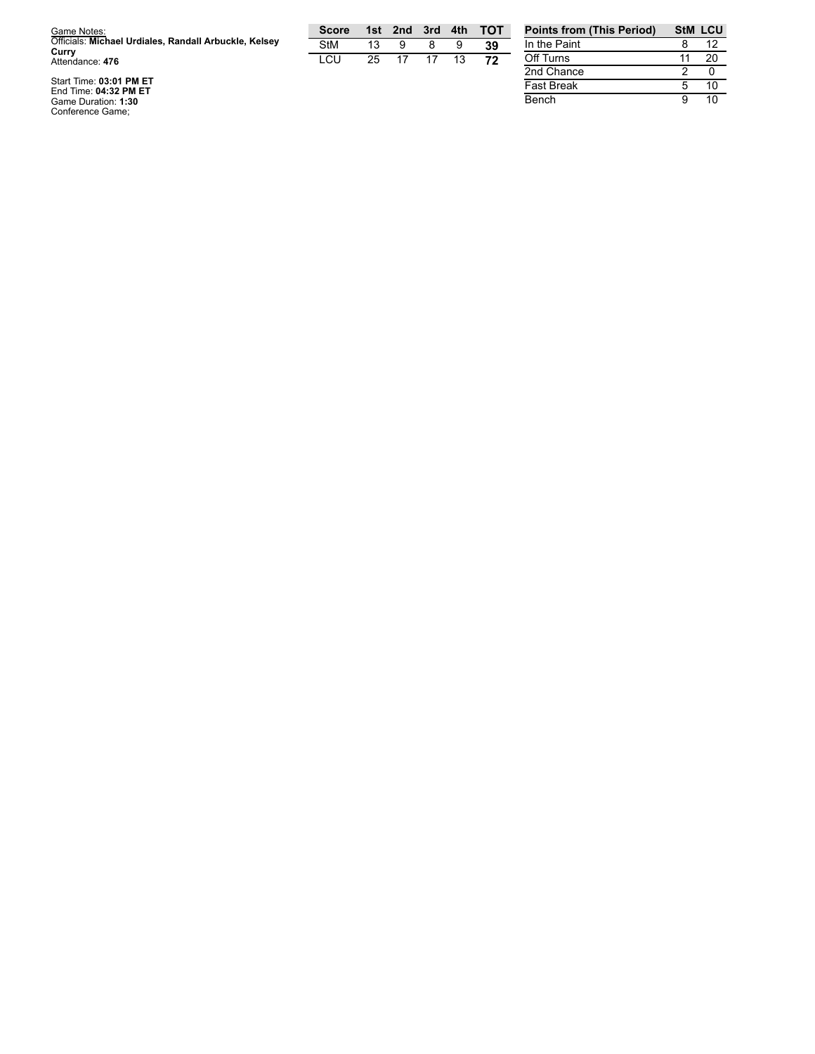Game Notes:
Officials: **Michael Urdiales, Randall Arbuckle, Kelsey Curry**
Attendance: **476**

Start Time: **03:01 PM ET**
End Time: **04:32 PM ET**
Game Duration: **1:30**
Conference Game;

| Score | 1st | 2nd | 3rd | 4th | TOT |
|---|---|---|---|---|---|
| StM | 13 | 9 | 8 | 9 | **39** |
| LCU | 25 | 17 | 17 | 13 | **72** |

| Points from (This Period) | StM | LCU |
|---|---|---|
| In the Paint | 8 | 12 |
| Off Turns | 11 | 20 |
| 2nd Chance | 2 | 0 |
| Fast Break | 5 | 10 |
| Bench | 9 | 10 |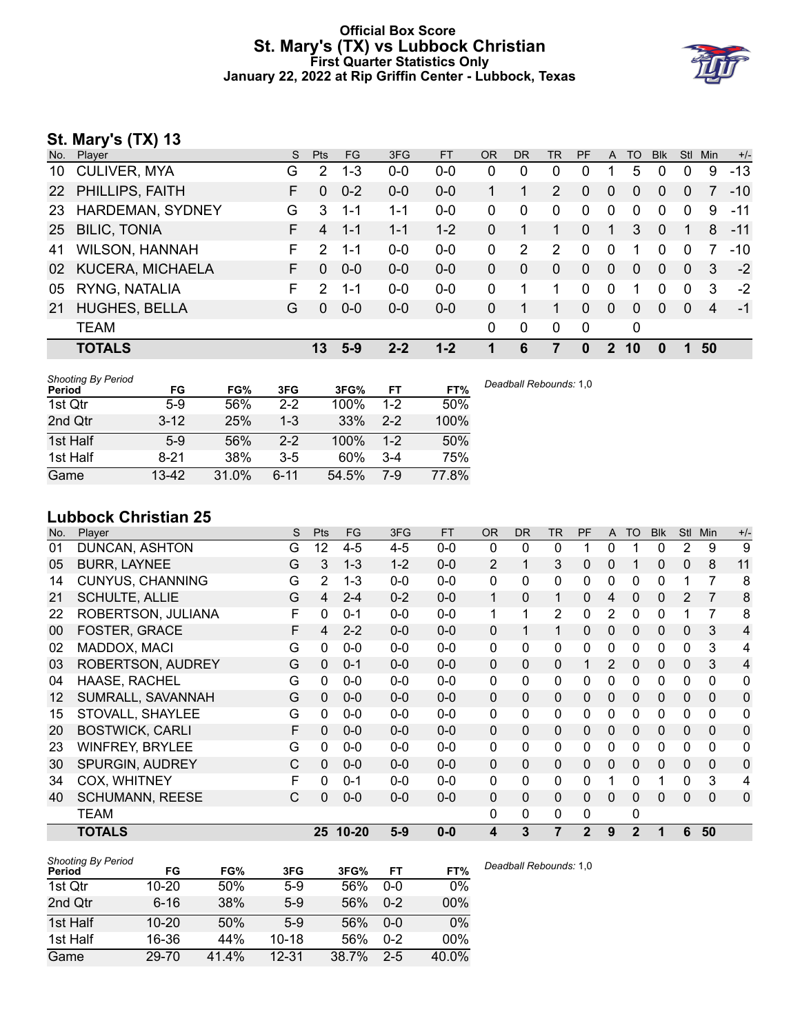# Official Box Score
## St. Mary's (TX) vs Lubbock Christian
### First Quarter Statistics Only
### January 22, 2022 at Rip Griffin Center - Lubbock, Texas

## St. Mary's (TX) 13

| No. | Player | S | Pts | FG | 3FG | FT | OR | DR | TR | PF | A | TO | Blk | Stl | Min | +/- |
|---|---|---|---|---|---|---|---|---|---|---|---|---|---|---|---|---|
| 10 | CULIVER, MYA | G | 2 | 1-3 | 0-0 | 0-0 | 0 | 0 | 0 | 0 | 1 | 5 | 0 | 0 | 9 | -13 |
| 22 | PHILLIPS, FAITH | F | 0 | 0-2 | 0-0 | 0-0 | 1 | 1 | 2 | 0 | 0 | 0 | 0 | 0 | 7 | -10 |
| 23 | HARDEMAN, SYDNEY | G | 3 | 1-1 | 1-1 | 0-0 | 0 | 0 | 0 | 0 | 0 | 0 | 0 | 0 | 9 | -11 |
| 25 | BILIC, TONIA | F | 4 | 1-1 | 1-1 | 1-2 | 0 | 1 | 1 | 0 | 1 | 3 | 0 | 1 | 8 | -11 |
| 41 | WILSON, HANNAH | F | 2 | 1-1 | 0-0 | 0-0 | 0 | 2 | 2 | 0 | 0 | 1 | 0 | 0 | 7 | -10 |
| 02 | KUCERA, MICHAELA | F | 0 | 0-0 | 0-0 | 0-0 | 0 | 0 | 0 | 0 | 0 | 0 | 0 | 0 | 3 | -2 |
| 05 | RYNG, NATALIA | F | 2 | 1-1 | 0-0 | 0-0 | 0 | 1 | 1 | 0 | 0 | 1 | 0 | 0 | 3 | -2 |
| 21 | HUGHES, BELLA | G | 0 | 0-0 | 0-0 | 0-0 | 0 | 1 | 1 | 0 | 0 | 0 | 0 | 0 | 4 | -1 |
| | TEAM | | | | | | 0 | 0 | 0 | 0 | | 0 | | | | |
| | **TOTALS** | | **13** | **5-9** | **2-2** | **1-2** | **1** | **6** | **7** | **0** | **2** | **10** | **0** | **1** | **50** | |

| Shooting By Period Period | FG | FG% | 3FG | 3FG% | FT | FT% |
|---|---|---|---|---|---|---|
| 1st Qtr | 5-9 | 56% | 2-2 | 100% | 1-2 | 50% |
| 2nd Qtr | 3-12 | 25% | 1-3 | 33% | 2-2 | 100% |
| 1st Half | 5-9 | 56% | 2-2 | 100% | 1-2 | 50% |
| 1st Half | 8-21 | 38% | 3-5 | 60% | 3-4 | 75% |
| Game | 13-42 | 31.0% | 6-11 | 54.5% | 7-9 | 77.8% |

*Deadball Rebounds:* 1,0

## Lubbock Christian 25

| No. | Player | S | Pts | FG | 3FG | FT | OR | DR | TR | PF | A | TO | Blk | Stl | Min | +/- |
|---|---|---|---|---|---|---|---|---|---|---|---|---|---|---|---|---|
| 01 | DUNCAN, ASHTON | G | 12 | 4-5 | 4-5 | 0-0 | 0 | 0 | 0 | 1 | 0 | 1 | 0 | 2 | 9 | 9 |
| 05 | BURR, LAYNEE | G | 3 | 1-3 | 1-2 | 0-0 | 2 | 1 | 3 | 0 | 0 | 1 | 0 | 0 | 8 | 11 |
| 14 | CUNYUS, CHANNING | G | 2 | 1-3 | 0-0 | 0-0 | 0 | 0 | 0 | 0 | 0 | 0 | 0 | 1 | 7 | 8 |
| 21 | SCHULTE, ALLIE | G | 4 | 2-4 | 0-2 | 0-0 | 1 | 0 | 1 | 0 | 4 | 0 | 0 | 2 | 7 | 8 |
| 22 | ROBERTSON, JULIANA | F | 0 | 0-1 | 0-0 | 0-0 | 1 | 1 | 2 | 0 | 2 | 0 | 0 | 1 | 7 | 8 |
| 00 | FOSTER, GRACE | F | 4 | 2-2 | 0-0 | 0-0 | 0 | 1 | 1 | 0 | 0 | 0 | 0 | 0 | 3 | 4 |
| 02 | MADDOX, MACI | G | 0 | 0-0 | 0-0 | 0-0 | 0 | 0 | 0 | 0 | 0 | 0 | 0 | 0 | 3 | 4 |
| 03 | ROBERTSON, AUDREY | G | 0 | 0-1 | 0-0 | 0-0 | 0 | 0 | 0 | 1 | 2 | 0 | 0 | 0 | 3 | 4 |
| 04 | HAASE, RACHEL | G | 0 | 0-0 | 0-0 | 0-0 | 0 | 0 | 0 | 0 | 0 | 0 | 0 | 0 | 0 | 0 |
| 12 | SUMRALL, SAVANNAH | G | 0 | 0-0 | 0-0 | 0-0 | 0 | 0 | 0 | 0 | 0 | 0 | 0 | 0 | 0 | 0 |
| 15 | STOVALL, SHAYLEE | G | 0 | 0-0 | 0-0 | 0-0 | 0 | 0 | 0 | 0 | 0 | 0 | 0 | 0 | 0 | 0 |
| 20 | BOSTWICK, CARLI | F | 0 | 0-0 | 0-0 | 0-0 | 0 | 0 | 0 | 0 | 0 | 0 | 0 | 0 | 0 | 0 |
| 23 | WINFREY, BRYLEE | G | 0 | 0-0 | 0-0 | 0-0 | 0 | 0 | 0 | 0 | 0 | 0 | 0 | 0 | 0 | 0 |
| 30 | SPURGIN, AUDREY | C | 0 | 0-0 | 0-0 | 0-0 | 0 | 0 | 0 | 0 | 0 | 0 | 0 | 0 | 0 | 0 |
| 34 | COX, WHITNEY | F | 0 | 0-1 | 0-0 | 0-0 | 0 | 0 | 0 | 0 | 1 | 0 | 1 | 0 | 3 | 4 |
| 40 | SCHUMANN, REESE | C | 0 | 0-0 | 0-0 | 0-0 | 0 | 0 | 0 | 0 | 0 | 0 | 0 | 0 | 0 | 0 |
| | TEAM | | | | | | 0 | 0 | 0 | 0 | | 0 | | | | |
| | **TOTALS** | | **25** | **10-20** | **5-9** | **0-0** | **4** | **3** | **7** | **2** | **9** | **2** | **1** | **6** | **50** | |

| Shooting By Period Period | FG | FG% | 3FG | 3FG% | FT | FT% |
|---|---|---|---|---|---|---|
| 1st Qtr | 10-20 | 50% | 5-9 | 56% | 0-0 | 0% |
| 2nd Qtr | 6-16 | 38% | 5-9 | 56% | 0-2 | 00% |
| 1st Half | 10-20 | 50% | 5-9 | 56% | 0-0 | 0% |
| 1st Half | 16-36 | 44% | 10-18 | 56% | 0-2 | 00% |
| Game | 29-70 | 41.4% | 12-31 | 38.7% | 2-5 | 40.0% |

*Deadball Rebounds:* 1,0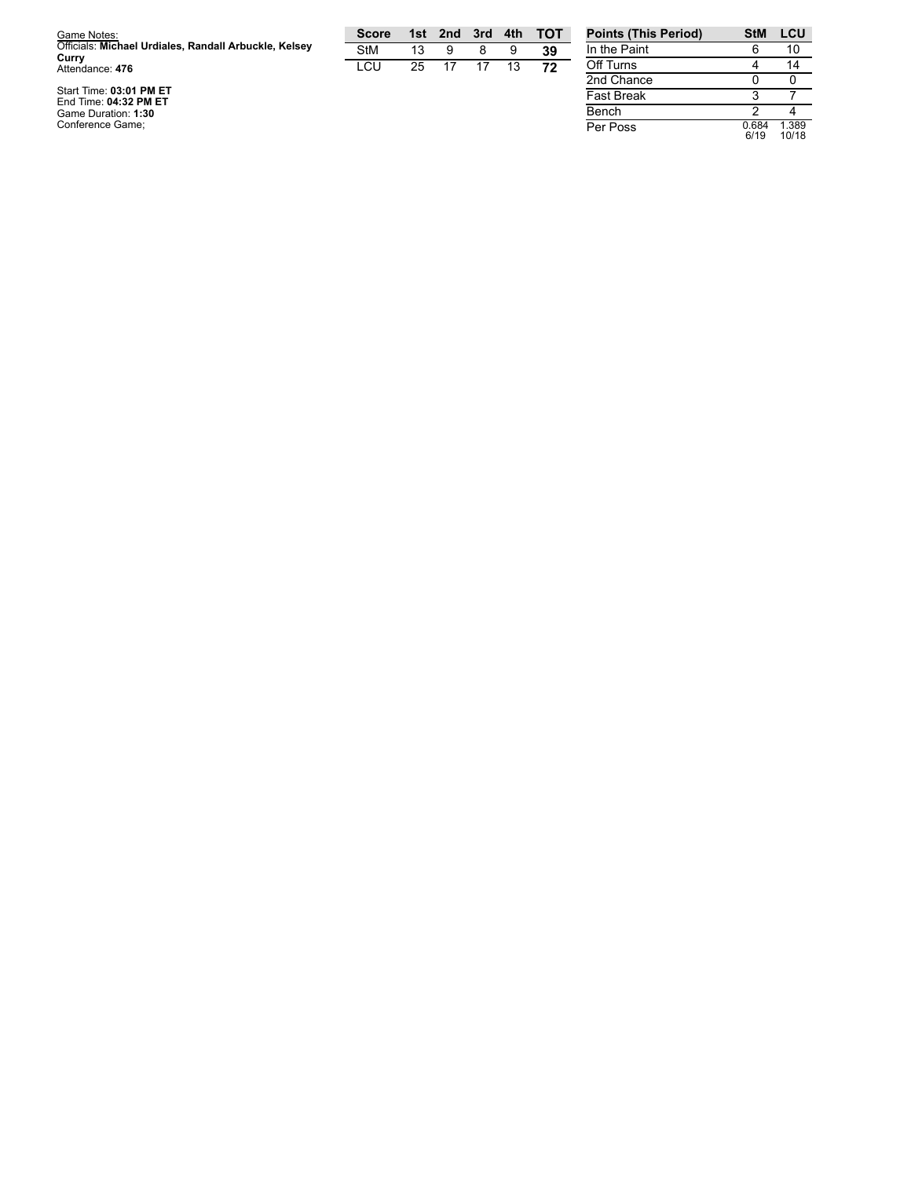Game Notes:
Officials: **Michael Urdiales, Randall Arbuckle, Kelsey Curry**
Attendance: **476**

Start Time: **03:01 PM ET**
End Time: **04:32 PM ET**
Game Duration: **1:30**
Conference Game;

| Score | 1st | 2nd | 3rd | 4th | TOT |
|---|---|---|---|---|---|
| StM | 13 | 9 | 8 | 9 | **39** |
| LCU | 25 | 17 | 17 | 13 | **72** |

| Points (This Period) | StM | LCU |
|---|---|---|
| In the Paint | 6 | 10 |
| Off Turns | 4 | 14 |
| 2nd Chance | 0 | 0 |
| Fast Break | 3 | 7 |
| Bench | 2 | 4 |
| Per Poss | 0.684 6/19 | 1.389 10/18 |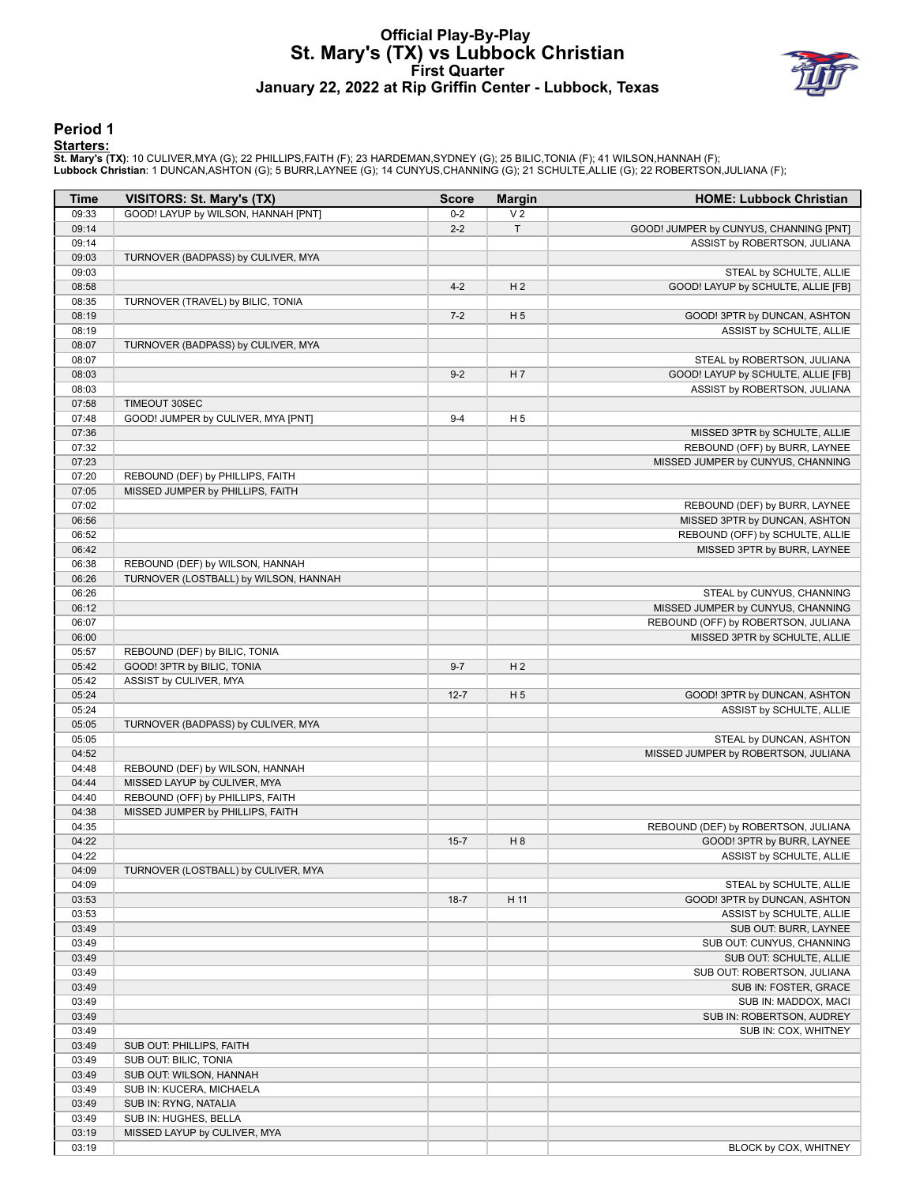# Official Play-By-Play
# St. Mary's (TX) vs Lubbock Christian
## First Quarter
### January 22, 2022 at Rip Griffin Center - Lubbock, Texas

## Period 1

**Starters:**

**St. Mary's (TX)**: 10 CULIVER,MYA (G); 22 PHILLIPS,FAITH (F); 23 HARDEMAN,SYDNEY (G); 25 BILIC,TONIA (F); 41 WILSON,HANNAH (F);
**Lubbock Christian**: 1 DUNCAN,ASHTON (G); 5 BURR,LAYNEE (G); 14 CUNYUS,CHANNING (G); 21 SCHULTE,ALLIE (G); 22 ROBERTSON,JULIANA (F);

| Time | VISITORS: St. Mary's (TX) | Score | Margin | HOME: Lubbock Christian |
|---|---|---|---|---|
| 09:33 | GOOD! LAYUP by WILSON, HANNAH [PNT] | 0-2 | V 2 | |
| 09:14 | | 2-2 | T | GOOD! JUMPER by CUNYUS, CHANNING [PNT] |
| 09:14 | | | | ASSIST by ROBERTSON, JULIANA |
| 09:03 | TURNOVER (BADPASS) by CULIVER, MYA | | | |
| 09:03 | | | | STEAL by SCHULTE, ALLIE |
| 08:58 | | 4-2 | H 2 | GOOD! LAYUP by SCHULTE, ALLIE [FB] |
| 08:35 | TURNOVER (TRAVEL) by BILIC, TONIA | | | |
| 08:19 | | 7-2 | H 5 | GOOD! 3PTR by DUNCAN, ASHTON |
| 08:19 | | | | ASSIST by SCHULTE, ALLIE |
| 08:07 | TURNOVER (BADPASS) by CULIVER, MYA | | | |
| 08:07 | | | | STEAL by ROBERTSON, JULIANA |
| 08:03 | | 9-2 | H 7 | GOOD! LAYUP by SCHULTE, ALLIE [FB] |
| 08:03 | | | | ASSIST by ROBERTSON, JULIANA |
| 07:58 | TIMEOUT 30SEC | | | |
| 07:48 | GOOD! JUMPER by CULIVER, MYA [PNT] | 9-4 | H 5 | |
| 07:36 | | | | MISSED 3PTR by SCHULTE, ALLIE |
| 07:32 | | | | REBOUND (OFF) by BURR, LAYNEE |
| 07:23 | | | | MISSED JUMPER by CUNYUS, CHANNING |
| 07:20 | REBOUND (DEF) by PHILLIPS, FAITH | | | |
| 07:05 | MISSED JUMPER by PHILLIPS, FAITH | | | |
| 07:02 | | | | REBOUND (DEF) by BURR, LAYNEE |
| 06:56 | | | | MISSED 3PTR by DUNCAN, ASHTON |
| 06:52 | | | | REBOUND (OFF) by SCHULTE, ALLIE |
| 06:42 | | | | MISSED 3PTR by BURR, LAYNEE |
| 06:38 | REBOUND (DEF) by WILSON, HANNAH | | | |
| 06:26 | TURNOVER (LOSTBALL) by WILSON, HANNAH | | | |
| 06:26 | | | | STEAL by CUNYUS, CHANNING |
| 06:12 | | | | MISSED JUMPER by CUNYUS, CHANNING |
| 06:07 | | | | REBOUND (OFF) by ROBERTSON, JULIANA |
| 06:00 | | | | MISSED 3PTR by SCHULTE, ALLIE |
| 05:57 | REBOUND (DEF) by BILIC, TONIA | | | |
| 05:42 | GOOD! 3PTR by BILIC, TONIA | 9-7 | H 2 | |
| 05:42 | ASSIST by CULIVER, MYA | | | |
| 05:24 | | 12-7 | H 5 | GOOD! 3PTR by DUNCAN, ASHTON |
| 05:24 | | | | ASSIST by SCHULTE, ALLIE |
| 05:05 | TURNOVER (BADPASS) by CULIVER, MYA | | | |
| 05:05 | | | | STEAL by DUNCAN, ASHTON |
| 04:52 | | | | MISSED JUMPER by ROBERTSON, JULIANA |
| 04:48 | REBOUND (DEF) by WILSON, HANNAH | | | |
| 04:44 | MISSED LAYUP by CULIVER, MYA | | | |
| 04:40 | REBOUND (OFF) by PHILLIPS, FAITH | | | |
| 04:38 | MISSED JUMPER by PHILLIPS, FAITH | | | |
| 04:35 | | | | REBOUND (DEF) by ROBERTSON, JULIANA |
| 04:22 | | 15-7 | H 8 | GOOD! 3PTR by BURR, LAYNEE |
| 04:22 | | | | ASSIST by SCHULTE, ALLIE |
| 04:09 | TURNOVER (LOSTBALL) by CULIVER, MYA | | | |
| 04:09 | | | | STEAL by SCHULTE, ALLIE |
| 03:53 | | 18-7 | H 11 | GOOD! 3PTR by DUNCAN, ASHTON |
| 03:53 | | | | ASSIST by SCHULTE, ALLIE |
| 03:49 | | | | SUB OUT: BURR, LAYNEE |
| 03:49 | | | | SUB OUT: CUNYUS, CHANNING |
| 03:49 | | | | SUB OUT: SCHULTE, ALLIE |
| 03:49 | | | | SUB OUT: ROBERTSON, JULIANA |
| 03:49 | | | | SUB IN: FOSTER, GRACE |
| 03:49 | | | | SUB IN: MADDOX, MACI |
| 03:49 | | | | SUB IN: ROBERTSON, AUDREY |
| 03:49 | | | | SUB IN: COX, WHITNEY |
| 03:49 | SUB OUT: PHILLIPS, FAITH | | | |
| 03:49 | SUB OUT: BILIC, TONIA | | | |
| 03:49 | SUB OUT: WILSON, HANNAH | | | |
| 03:49 | SUB IN: KUCERA, MICHAELA | | | |
| 03:49 | SUB IN: RYNG, NATALIA | | | |
| 03:49 | SUB IN: HUGHES, BELLA | | | |
| 03:19 | MISSED LAYUP by CULIVER, MYA | | | |
| 03:19 | | | | BLOCK by COX, WHITNEY |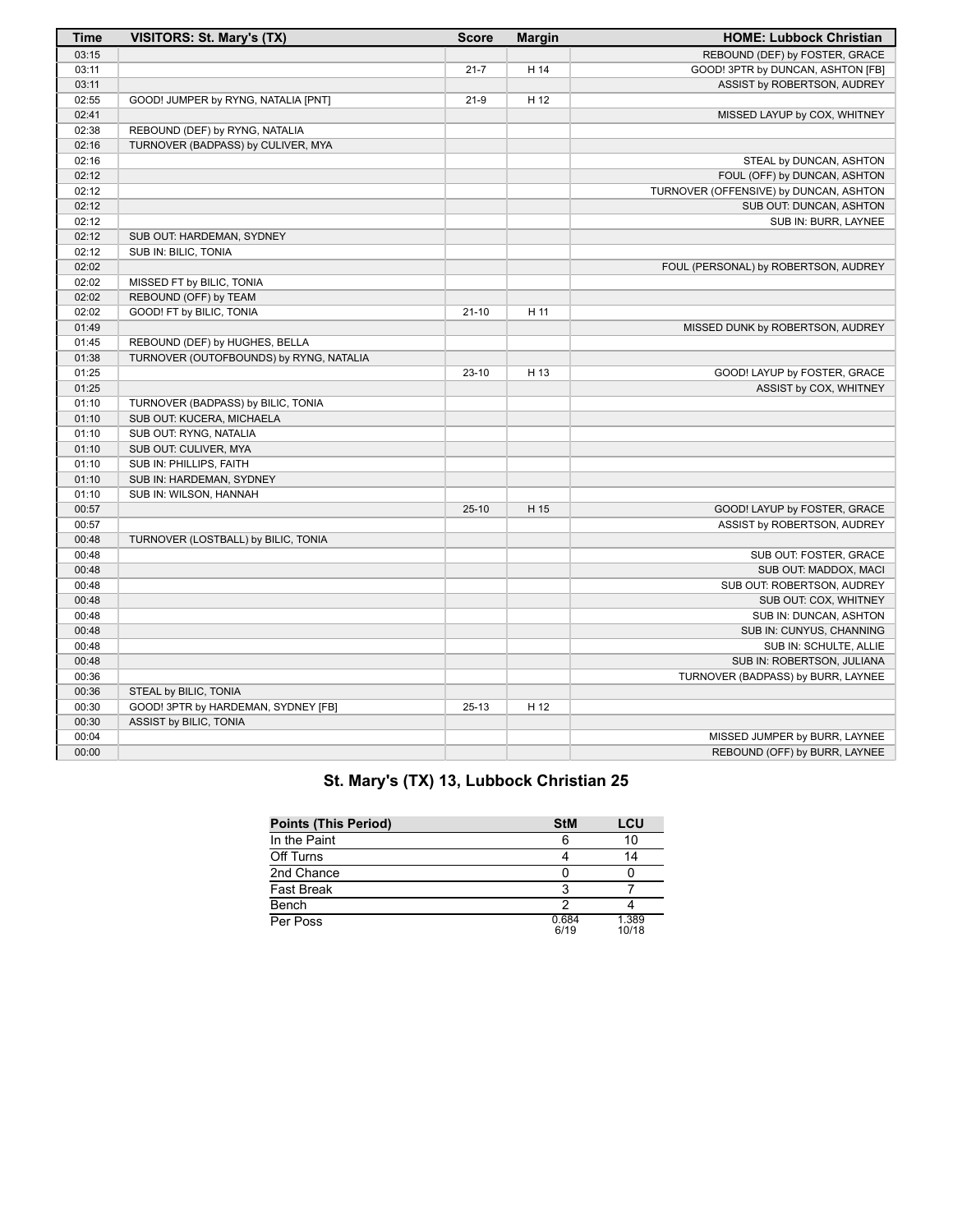| Time | VISITORS: St. Mary's (TX) | Score | Margin | HOME: Lubbock Christian |
|---|---|---|---|---|
| 03:15 | | | | REBOUND (DEF) by FOSTER, GRACE |
| 03:11 | | 21-7 | H 14 | GOOD! 3PTR by DUNCAN, ASHTON [FB] |
| 03:11 | | | | ASSIST by ROBERTSON, AUDREY |
| 02:55 | GOOD! JUMPER by RYNG, NATALIA [PNT] | 21-9 | H 12 | |
| 02:41 | | | | MISSED LAYUP by COX, WHITNEY |
| 02:38 | REBOUND (DEF) by RYNG, NATALIA | | | |
| 02:16 | TURNOVER (BADPASS) by CULIVER, MYA | | | |
| 02:16 | | | | STEAL by DUNCAN, ASHTON |
| 02:12 | | | | FOUL (OFF) by DUNCAN, ASHTON |
| 02:12 | | | | TURNOVER (OFFENSIVE) by DUNCAN, ASHTON |
| 02:12 | | | | SUB OUT: DUNCAN, ASHTON |
| 02:12 | | | | SUB IN: BURR, LAYNEE |
| 02:12 | SUB OUT: HARDEMAN, SYDNEY | | | |
| 02:12 | SUB IN: BILIC, TONIA | | | |
| 02:02 | | | | FOUL (PERSONAL) by ROBERTSON, AUDREY |
| 02:02 | MISSED FT by BILIC, TONIA | | | |
| 02:02 | REBOUND (OFF) by TEAM | | | |
| 02:02 | GOOD! FT by BILIC, TONIA | 21-10 | H 11 | |
| 01:49 | | | | MISSED DUNK by ROBERTSON, AUDREY |
| 01:45 | REBOUND (DEF) by HUGHES, BELLA | | | |
| 01:38 | TURNOVER (OUTOFBOUNDS) by RYNG, NATALIA | | | |
| 01:25 | | 23-10 | H 13 | GOOD! LAYUP by FOSTER, GRACE |
| 01:25 | | | | ASSIST by COX, WHITNEY |
| 01:10 | TURNOVER (BADPASS) by BILIC, TONIA | | | |
| 01:10 | SUB OUT: KUCERA, MICHAELA | | | |
| 01:10 | SUB OUT: RYNG, NATALIA | | | |
| 01:10 | SUB OUT: CULIVER, MYA | | | |
| 01:10 | SUB IN: PHILLIPS, FAITH | | | |
| 01:10 | SUB IN: HARDEMAN, SYDNEY | | | |
| 01:10 | SUB IN: WILSON, HANNAH | | | |
| 00:57 | | 25-10 | H 15 | GOOD! LAYUP by FOSTER, GRACE |
| 00:57 | | | | ASSIST by ROBERTSON, AUDREY |
| 00:48 | TURNOVER (LOSTBALL) by BILIC, TONIA | | | |
| 00:48 | | | | SUB OUT: FOSTER, GRACE |
| 00:48 | | | | SUB OUT: MADDOX, MACI |
| 00:48 | | | | SUB OUT: ROBERTSON, AUDREY |
| 00:48 | | | | SUB OUT: COX, WHITNEY |
| 00:48 | | | | SUB IN: DUNCAN, ASHTON |
| 00:48 | | | | SUB IN: CUNYUS, CHANNING |
| 00:48 | | | | SUB IN: SCHULTE, ALLIE |
| 00:48 | | | | SUB IN: ROBERTSON, JULIANA |
| 00:36 | | | | TURNOVER (BADPASS) by BURR, LAYNEE |
| 00:36 | STEAL by BILIC, TONIA | | | |
| 00:30 | GOOD! 3PTR by HARDEMAN, SYDNEY [FB] | 25-13 | H 12 | |
| 00:30 | ASSIST by BILIC, TONIA | | | |
| 00:04 | | | | MISSED JUMPER by BURR, LAYNEE |
| 00:00 | | | | REBOUND (OFF) by BURR, LAYNEE |

## St. Mary's (TX) 13, Lubbock Christian 25

| Points (This Period) | StM | LCU |
|---|---|---|
| In the Paint | 6 | 10 |
| Off Turns | 4 | 14 |
| 2nd Chance | 0 | 0 |
| Fast Break | 3 | 7 |
| Bench | 2 | 4 |
| Per Poss | 0.684 6/19 | 1.389 10/18 |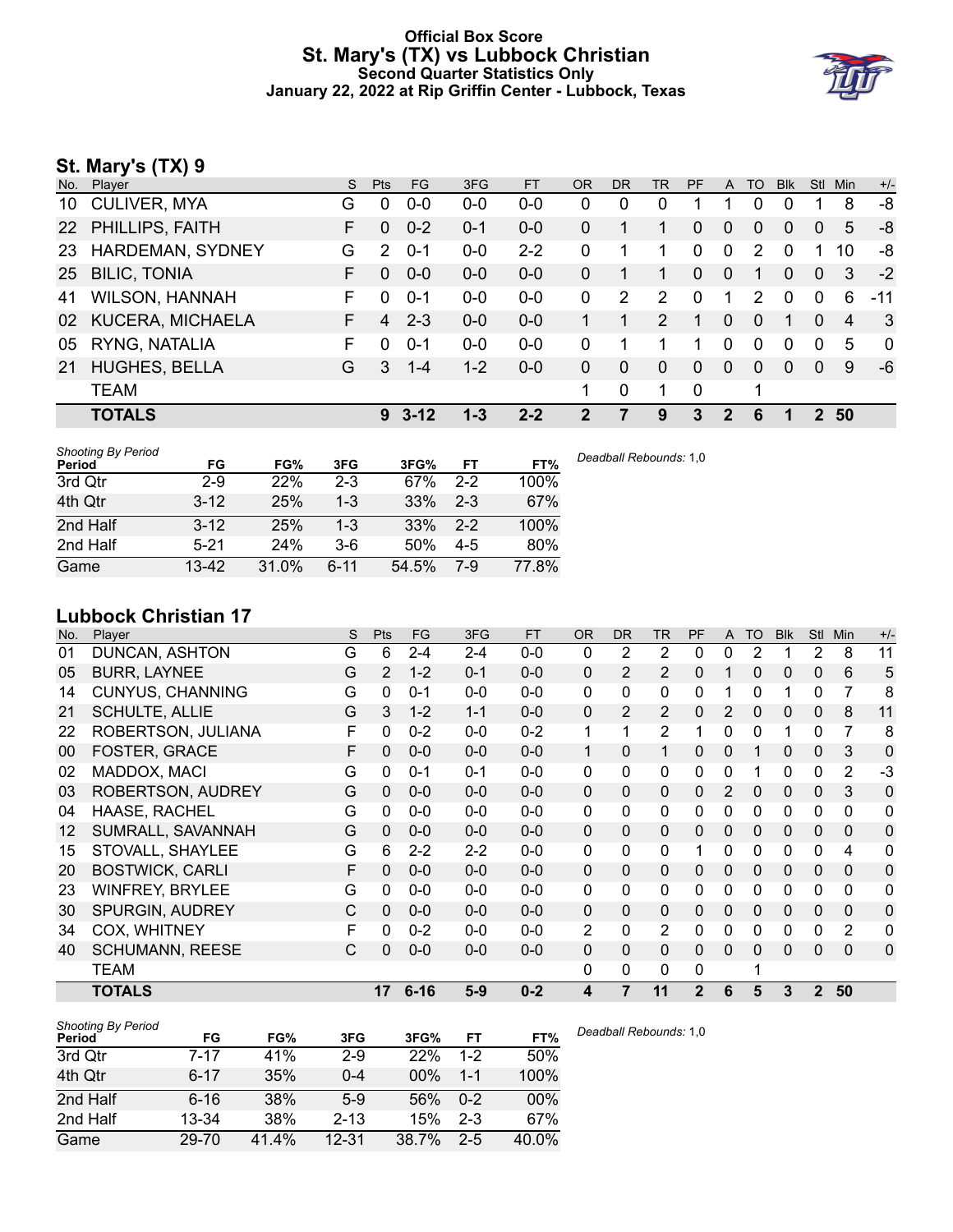# Official Box Score
## St. Mary's (TX) vs Lubbock Christian
### Second Quarter Statistics Only
### January 22, 2022 at Rip Griffin Center - Lubbock, Texas

## St. Mary's (TX) 9

| No. | Player | S | Pts | FG | 3FG | FT | OR | DR | TR | PF | A | TO | Blk | Stl | Min | +/- |
|---|---|---|---|---|---|---|---|---|---|---|---|---|---|---|---|---|
| 10 | CULIVER, MYA | G | 0 | 0-0 | 0-0 | 0-0 | 0 | 0 | 0 | 1 | 1 | 0 | 0 | 1 | 8 | -8 |
| 22 | PHILLIPS, FAITH | F | 0 | 0-2 | 0-1 | 0-0 | 0 | 1 | 1 | 0 | 0 | 0 | 0 | 0 | 5 | -8 |
| 23 | HARDEMAN, SYDNEY | G | 2 | 0-1 | 0-0 | 2-2 | 0 | 1 | 1 | 0 | 0 | 2 | 0 | 1 | 10 | -8 |
| 25 | BILIC, TONIA | F | 0 | 0-0 | 0-0 | 0-0 | 0 | 1 | 1 | 0 | 0 | 1 | 0 | 0 | 3 | -2 |
| 41 | WILSON, HANNAH | F | 0 | 0-1 | 0-0 | 0-0 | 0 | 2 | 2 | 0 | 1 | 2 | 0 | 0 | 6 | -11 |
| 02 | KUCERA, MICHAELA | F | 4 | 2-3 | 0-0 | 0-0 | 1 | 1 | 2 | 1 | 0 | 0 | 1 | 0 | 4 | 3 |
| 05 | RYNG, NATALIA | F | 0 | 0-1 | 0-0 | 0-0 | 0 | 1 | 1 | 1 | 0 | 0 | 0 | 0 | 5 | 0 |
| 21 | HUGHES, BELLA | G | 3 | 1-4 | 1-2 | 0-0 | 0 | 0 | 0 | 0 | 0 | 0 | 0 | 0 | 9 | -6 |
| | TEAM | | | | | | 1 | 0 | 1 | 0 | | 1 | | | | |
| | **TOTALS** | | **9** | **3-12** | **1-3** | **2-2** | **2** | **7** | **9** | **3** | **2** | **6** | **1** | **2** | **50** | |

*Shooting By Period*

| Period | FG | FG% | 3FG | 3FG% | FT | FT% |
|---|---|---|---|---|---|---|
| 3rd Qtr | 2-9 | 22% | 2-3 | 67% | 2-2 | 100% |
| 4th Qtr | 3-12 | 25% | 1-3 | 33% | 2-3 | 67% |
| 2nd Half | 3-12 | 25% | 1-3 | 33% | 2-2 | 100% |
| 2nd Half | 5-21 | 24% | 3-6 | 50% | 4-5 | 80% |
| Game | 13-42 | 31.0% | 6-11 | 54.5% | 7-9 | 77.8% |

*Deadball Rebounds:* 1,0

## Lubbock Christian 17

| No. | Player | S | Pts | FG | 3FG | FT | OR | DR | TR | PF | A | TO | Blk | Stl | Min | +/- |
|---|---|---|---|---|---|---|---|---|---|---|---|---|---|---|---|---|
| 01 | DUNCAN, ASHTON | G | 6 | 2-4 | 2-4 | 0-0 | 0 | 2 | 2 | 0 | 0 | 2 | 1 | 2 | 8 | 11 |
| 05 | BURR, LAYNEE | G | 2 | 1-2 | 0-1 | 0-0 | 0 | 2 | 2 | 0 | 1 | 0 | 0 | 0 | 6 | 5 |
| 14 | CUNYUS, CHANNING | G | 0 | 0-1 | 0-0 | 0-0 | 0 | 0 | 0 | 0 | 1 | 0 | 1 | 0 | 7 | 8 |
| 21 | SCHULTE, ALLIE | G | 3 | 1-2 | 1-1 | 0-0 | 0 | 2 | 2 | 0 | 2 | 0 | 0 | 0 | 8 | 11 |
| 22 | ROBERTSON, JULIANA | F | 0 | 0-2 | 0-0 | 0-2 | 1 | 1 | 2 | 1 | 0 | 0 | 1 | 0 | 7 | 8 |
| 00 | FOSTER, GRACE | F | 0 | 0-0 | 0-0 | 0-0 | 1 | 0 | 1 | 0 | 0 | 1 | 0 | 0 | 3 | 0 |
| 02 | MADDOX, MACI | G | 0 | 0-1 | 0-1 | 0-0 | 0 | 0 | 0 | 0 | 0 | 1 | 0 | 0 | 2 | -3 |
| 03 | ROBERTSON, AUDREY | G | 0 | 0-0 | 0-0 | 0-0 | 0 | 0 | 0 | 0 | 2 | 0 | 0 | 0 | 3 | 0 |
| 04 | HAASE, RACHEL | G | 0 | 0-0 | 0-0 | 0-0 | 0 | 0 | 0 | 0 | 0 | 0 | 0 | 0 | 0 | 0 |
| 12 | SUMRALL, SAVANNAH | G | 0 | 0-0 | 0-0 | 0-0 | 0 | 0 | 0 | 0 | 0 | 0 | 0 | 0 | 0 | 0 |
| 15 | STOVALL, SHAYLEE | G | 6 | 2-2 | 2-2 | 0-0 | 0 | 0 | 0 | 1 | 0 | 0 | 0 | 0 | 4 | 0 |
| 20 | BOSTWICK, CARLI | F | 0 | 0-0 | 0-0 | 0-0 | 0 | 0 | 0 | 0 | 0 | 0 | 0 | 0 | 0 | 0 |
| 23 | WINFREY, BRYLEE | G | 0 | 0-0 | 0-0 | 0-0 | 0 | 0 | 0 | 0 | 0 | 0 | 0 | 0 | 0 | 0 |
| 30 | SPURGIN, AUDREY | C | 0 | 0-0 | 0-0 | 0-0 | 0 | 0 | 0 | 0 | 0 | 0 | 0 | 0 | 0 | 0 |
| 34 | COX, WHITNEY | F | 0 | 0-2 | 0-0 | 0-0 | 2 | 0 | 2 | 0 | 0 | 0 | 0 | 0 | 2 | 0 |
| 40 | SCHUMANN, REESE | C | 0 | 0-0 | 0-0 | 0-0 | 0 | 0 | 0 | 0 | 0 | 0 | 0 | 0 | 0 | 0 |
| | TEAM | | | | | | 0 | 0 | 0 | 0 | | 1 | | | | |
| | **TOTALS** | | **17** | **6-16** | **5-9** | **0-2** | **4** | **7** | **11** | **2** | **6** | **5** | **3** | **2** | **50** | |

*Shooting By Period*

| Period | FG | FG% | 3FG | 3FG% | FT | FT% |
|---|---|---|---|---|---|---|
| 3rd Qtr | 7-17 | 41% | 2-9 | 22% | 1-2 | 50% |
| 4th Qtr | 6-17 | 35% | 0-4 | 00% | 1-1 | 100% |
| 2nd Half | 6-16 | 38% | 5-9 | 56% | 0-2 | 00% |
| 2nd Half | 13-34 | 38% | 2-13 | 15% | 2-3 | 67% |
| Game | 29-70 | 41.4% | 12-31 | 38.7% | 2-5 | 40.0% |

*Deadball Rebounds:* 1,0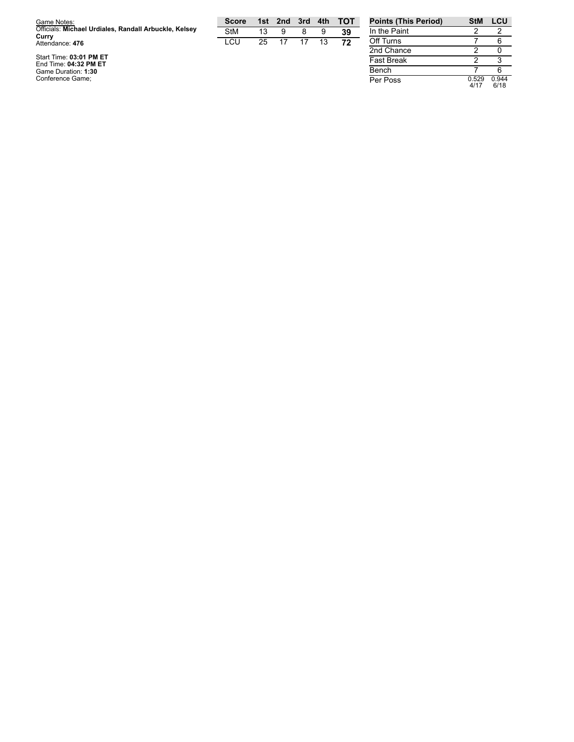Game Notes:
Officials: **Michael Urdiales, Randall Arbuckle, Kelsey Curry**
Attendance: **476**

Start Time: **03:01 PM ET**
End Time: **04:32 PM ET**
Game Duration: **1:30**
Conference Game;

| Score | 1st | 2nd | 3rd | 4th | TOT |
|---|---|---|---|---|---|
| StM | 13 | 9 | 8 | 9 | **39** |
| LCU | 25 | 17 | 17 | 13 | **72** |

| Points (This Period) | StM | LCU |
|---|---|---|
| In the Paint | 2 | 2 |
| Off Turns | 7 | 6 |
| 2nd Chance | 2 | 0 |
| Fast Break | 2 | 3 |
| Bench | 7 | 6 |
| Per Poss | 0.529 4/17 | 0.944 6/18 |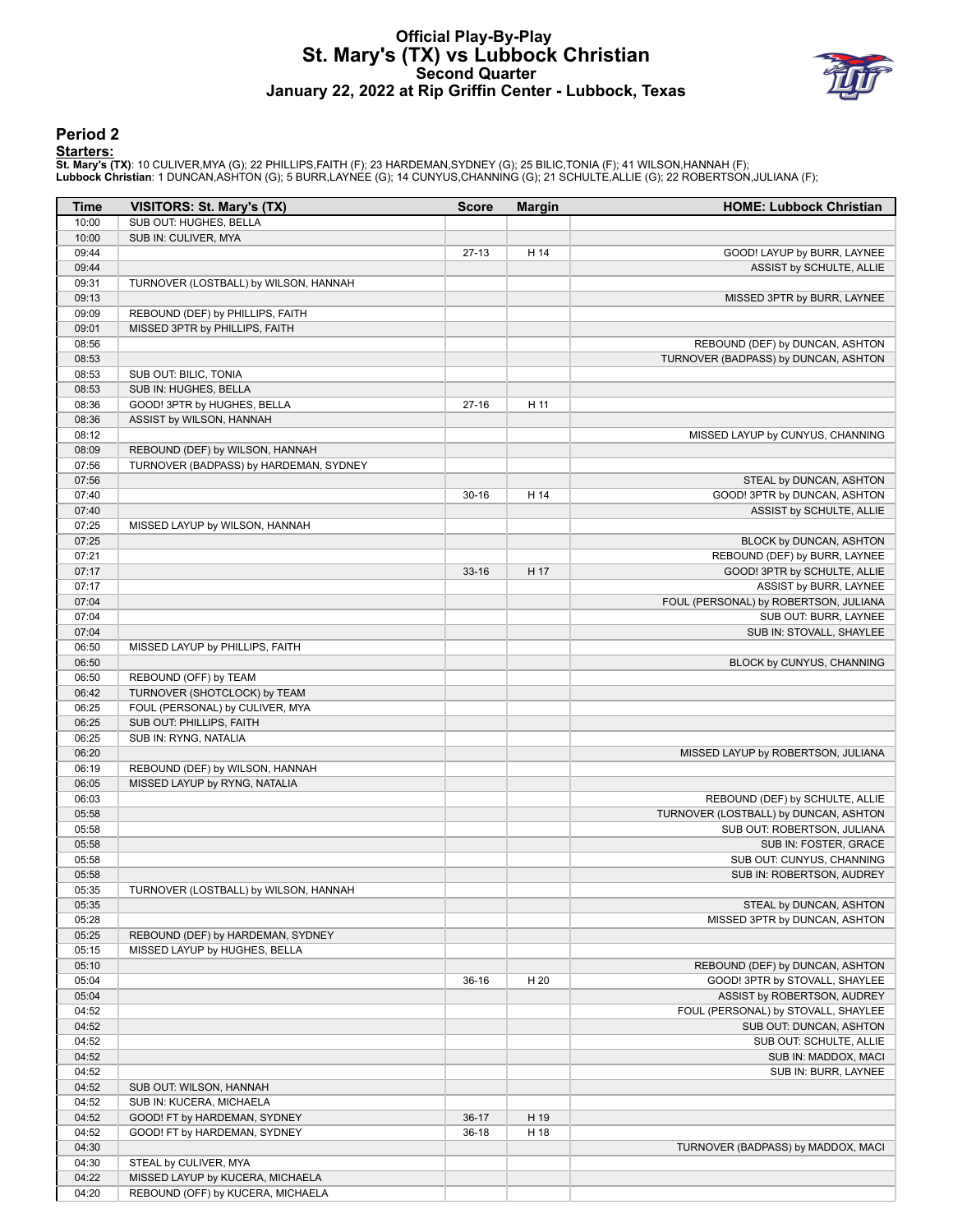# Official Play-By-Play
# St. Mary's (TX) vs Lubbock Christian
## Second Quarter
### January 22, 2022 at Rip Griffin Center - Lubbock, Texas

## Period 2

**Starters:**

**St. Mary's (TX)**: 10 CULIVER,MYA (G); 22 PHILLIPS,FAITH (F); 23 HARDEMAN,SYDNEY (G); 25 BILIC,TONIA (F); 41 WILSON,HANNAH (F);
**Lubbock Christian**: 1 DUNCAN,ASHTON (G); 5 BURR,LAYNEE (G); 14 CUNYUS,CHANNING (G); 21 SCHULTE,ALLIE (G); 22 ROBERTSON,JULIANA (F);

| Time | VISITORS: St. Mary's (TX) | Score | Margin | HOME: Lubbock Christian |
|---|---|---|---|---|
| 10:00 | SUB OUT: HUGHES, BELLA | | | |
| 10:00 | SUB IN: CULIVER, MYA | | | |
| 09:44 | | 27-13 | H 14 | GOOD! LAYUP by BURR, LAYNEE |
| 09:44 | | | | ASSIST by SCHULTE, ALLIE |
| 09:31 | TURNOVER (LOSTBALL) by WILSON, HANNAH | | | |
| 09:13 | | | | MISSED 3PTR by BURR, LAYNEE |
| 09:09 | REBOUND (DEF) by PHILLIPS, FAITH | | | |
| 09:01 | MISSED 3PTR by PHILLIPS, FAITH | | | |
| 08:56 | | | | REBOUND (DEF) by DUNCAN, ASHTON |
| 08:53 | | | | TURNOVER (BADPASS) by DUNCAN, ASHTON |
| 08:53 | SUB OUT: BILIC, TONIA | | | |
| 08:53 | SUB IN: HUGHES, BELLA | | | |
| 08:36 | GOOD! 3PTR by HUGHES, BELLA | 27-16 | H 11 | |
| 08:36 | ASSIST by WILSON, HANNAH | | | |
| 08:12 | | | | MISSED LAYUP by CUNYUS, CHANNING |
| 08:09 | REBOUND (DEF) by WILSON, HANNAH | | | |
| 07:56 | TURNOVER (BADPASS) by HARDEMAN, SYDNEY | | | |
| 07:56 | | | | STEAL by DUNCAN, ASHTON |
| 07:40 | | 30-16 | H 14 | GOOD! 3PTR by DUNCAN, ASHTON |
| 07:40 | | | | ASSIST by SCHULTE, ALLIE |
| 07:25 | MISSED LAYUP by WILSON, HANNAH | | | |
| 07:25 | | | | BLOCK by DUNCAN, ASHTON |
| 07:21 | | | | REBOUND (DEF) by BURR, LAYNEE |
| 07:17 | | 33-16 | H 17 | GOOD! 3PTR by SCHULTE, ALLIE |
| 07:17 | | | | ASSIST by BURR, LAYNEE |
| 07:04 | | | | FOUL (PERSONAL) by ROBERTSON, JULIANA |
| 07:04 | | | | SUB OUT: BURR, LAYNEE |
| 07:04 | | | | SUB IN: STOVALL, SHAYLEE |
| 06:50 | MISSED LAYUP by PHILLIPS, FAITH | | | |
| 06:50 | | | | BLOCK by CUNYUS, CHANNING |
| 06:50 | REBOUND (OFF) by TEAM | | | |
| 06:42 | TURNOVER (SHOTCLOCK) by TEAM | | | |
| 06:25 | FOUL (PERSONAL) by CULIVER, MYA | | | |
| 06:25 | SUB OUT: PHILLIPS, FAITH | | | |
| 06:25 | SUB IN: RYNG, NATALIA | | | |
| 06:20 | | | | MISSED LAYUP by ROBERTSON, JULIANA |
| 06:19 | REBOUND (DEF) by WILSON, HANNAH | | | |
| 06:05 | MISSED LAYUP by RYNG, NATALIA | | | |
| 06:03 | | | | REBOUND (DEF) by SCHULTE, ALLIE |
| 05:58 | | | | TURNOVER (LOSTBALL) by DUNCAN, ASHTON |
| 05:58 | | | | SUB OUT: ROBERTSON, JULIANA |
| 05:58 | | | | SUB IN: FOSTER, GRACE |
| 05:58 | | | | SUB OUT: CUNYUS, CHANNING |
| 05:58 | | | | SUB IN: ROBERTSON, AUDREY |
| 05:35 | TURNOVER (LOSTBALL) by WILSON, HANNAH | | | |
| 05:35 | | | | STEAL by DUNCAN, ASHTON |
| 05:28 | | | | MISSED 3PTR by DUNCAN, ASHTON |
| 05:25 | REBOUND (DEF) by HARDEMAN, SYDNEY | | | |
| 05:15 | MISSED LAYUP by HUGHES, BELLA | | | |
| 05:10 | | | | REBOUND (DEF) by DUNCAN, ASHTON |
| 05:04 | | 36-16 | H 20 | GOOD! 3PTR by STOVALL, SHAYLEE |
| 05:04 | | | | ASSIST by ROBERTSON, AUDREY |
| 04:52 | | | | FOUL (PERSONAL) by STOVALL, SHAYLEE |
| 04:52 | | | | SUB OUT: DUNCAN, ASHTON |
| 04:52 | | | | SUB OUT: SCHULTE, ALLIE |
| 04:52 | | | | SUB IN: MADDOX, MACI |
| 04:52 | | | | SUB IN: BURR, LAYNEE |
| 04:52 | SUB OUT: WILSON, HANNAH | | | |
| 04:52 | SUB IN: KUCERA, MICHAELA | | | |
| 04:52 | GOOD! FT by HARDEMAN, SYDNEY | 36-17 | H 19 | |
| 04:52 | GOOD! FT by HARDEMAN, SYDNEY | 36-18 | H 18 | |
| 04:30 | | | | TURNOVER (BADPASS) by MADDOX, MACI |
| 04:30 | STEAL by CULIVER, MYA | | | |
| 04:22 | MISSED LAYUP by KUCERA, MICHAELA | | | |
| 04:20 | REBOUND (OFF) by KUCERA, MICHAELA | | | |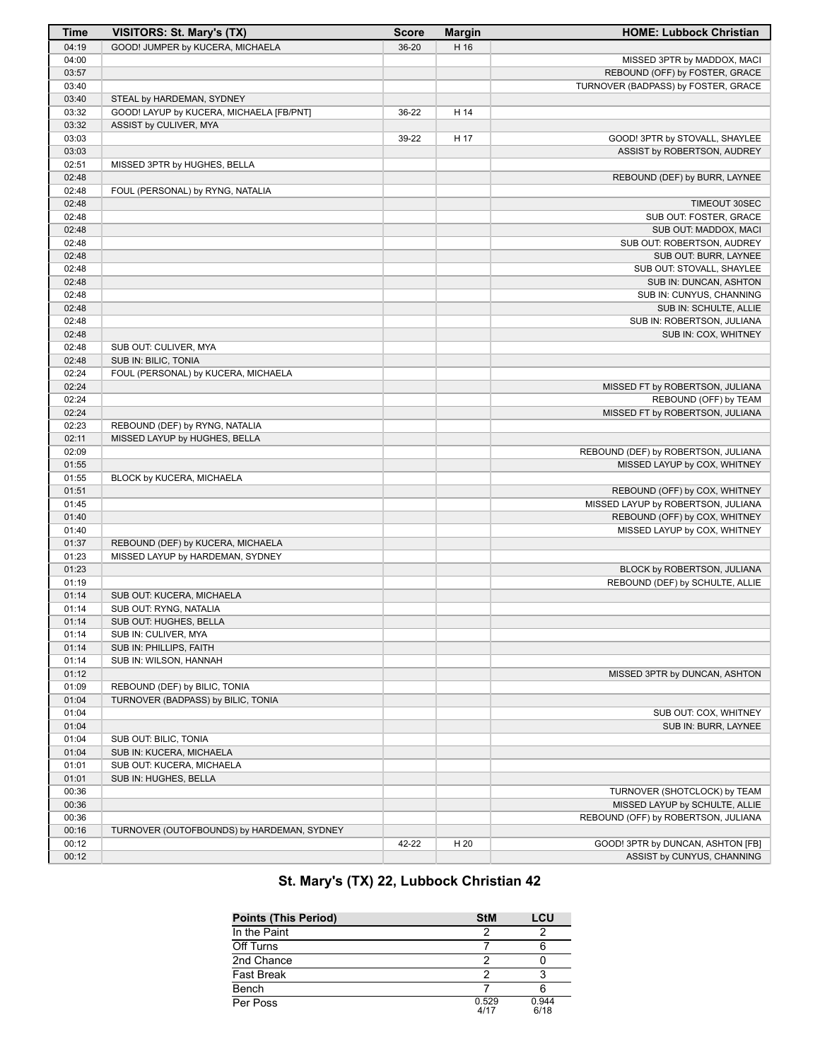| Time | VISITORS: St. Mary's (TX) | Score | Margin | HOME: Lubbock Christian |
|---|---|---|---|---|
| 04:19 | GOOD! JUMPER by KUCERA, MICHAELA | 36-20 | H 16 | |
| 04:00 | | | | MISSED 3PTR by MADDOX, MACI |
| 03:57 | | | | REBOUND (OFF) by FOSTER, GRACE |
| 03:40 | | | | TURNOVER (BADPASS) by FOSTER, GRACE |
| 03:40 | STEAL by HARDEMAN, SYDNEY | | | |
| 03:32 | GOOD! LAYUP by KUCERA, MICHAELA [FB/PNT] | 36-22 | H 14 | |
| 03:32 | ASSIST by CULIVER, MYA | | | |
| 03:03 | | 39-22 | H 17 | GOOD! 3PTR by STOVALL, SHAYLEE |
| 03:03 | | | | ASSIST by ROBERTSON, AUDREY |
| 02:51 | MISSED 3PTR by HUGHES, BELLA | | | |
| 02:48 | | | | REBOUND (DEF) by BURR, LAYNEE |
| 02:48 | FOUL (PERSONAL) by RYNG, NATALIA | | | |
| 02:48 | | | | TIMEOUT 30SEC |
| 02:48 | | | | SUB OUT: FOSTER, GRACE |
| 02:48 | | | | SUB OUT: MADDOX, MACI |
| 02:48 | | | | SUB OUT: ROBERTSON, AUDREY |
| 02:48 | | | | SUB OUT: BURR, LAYNEE |
| 02:48 | | | | SUB OUT: STOVALL, SHAYLEE |
| 02:48 | | | | SUB IN: DUNCAN, ASHTON |
| 02:48 | | | | SUB IN: CUNYUS, CHANNING |
| 02:48 | | | | SUB IN: SCHULTE, ALLIE |
| 02:48 | | | | SUB IN: ROBERTSON, JULIANA |
| 02:48 | | | | SUB IN: COX, WHITNEY |
| 02:48 | SUB OUT: CULIVER, MYA | | | |
| 02:48 | SUB IN: BILIC, TONIA | | | |
| 02:24 | FOUL (PERSONAL) by KUCERA, MICHAELA | | | |
| 02:24 | | | | MISSED FT by ROBERTSON, JULIANA |
| 02:24 | | | | REBOUND (OFF) by TEAM |
| 02:24 | | | | MISSED FT by ROBERTSON, JULIANA |
| 02:23 | REBOUND (DEF) by RYNG, NATALIA | | | |
| 02:11 | MISSED LAYUP by HUGHES, BELLA | | | |
| 02:09 | | | | REBOUND (DEF) by ROBERTSON, JULIANA |
| 01:55 | | | | MISSED LAYUP by COX, WHITNEY |
| 01:55 | BLOCK by KUCERA, MICHAELA | | | |
| 01:51 | | | | REBOUND (OFF) by COX, WHITNEY |
| 01:45 | | | | MISSED LAYUP by ROBERTSON, JULIANA |
| 01:40 | | | | REBOUND (OFF) by COX, WHITNEY |
| 01:40 | | | | MISSED LAYUP by COX, WHITNEY |
| 01:37 | REBOUND (DEF) by KUCERA, MICHAELA | | | |
| 01:23 | MISSED LAYUP by HARDEMAN, SYDNEY | | | |
| 01:23 | | | | BLOCK by ROBERTSON, JULIANA |
| 01:19 | | | | REBOUND (DEF) by SCHULTE, ALLIE |
| 01:14 | SUB OUT: KUCERA, MICHAELA | | | |
| 01:14 | SUB OUT: RYNG, NATALIA | | | |
| 01:14 | SUB OUT: HUGHES, BELLA | | | |
| 01:14 | SUB IN: CULIVER, MYA | | | |
| 01:14 | SUB IN: PHILLIPS, FAITH | | | |
| 01:14 | SUB IN: WILSON, HANNAH | | | |
| 01:12 | | | | MISSED 3PTR by DUNCAN, ASHTON |
| 01:09 | REBOUND (DEF) by BILIC, TONIA | | | |
| 01:04 | TURNOVER (BADPASS) by BILIC, TONIA | | | |
| 01:04 | | | | SUB OUT: COX, WHITNEY |
| 01:04 | | | | SUB IN: BURR, LAYNEE |
| 01:04 | SUB OUT: BILIC, TONIA | | | |
| 01:04 | SUB IN: KUCERA, MICHAELA | | | |
| 01:01 | SUB OUT: KUCERA, MICHAELA | | | |
| 01:01 | SUB IN: HUGHES, BELLA | | | |
| 00:36 | | | | TURNOVER (SHOTCLOCK) by TEAM |
| 00:36 | | | | MISSED LAYUP by SCHULTE, ALLIE |
| 00:36 | | | | REBOUND (OFF) by ROBERTSON, JULIANA |
| 00:16 | TURNOVER (OUTOFBOUNDS) by HARDEMAN, SYDNEY | | | |
| 00:12 | | 42-22 | H 20 | GOOD! 3PTR by DUNCAN, ASHTON [FB] |
| 00:12 | | | | ASSIST by CUNYUS, CHANNING |

## St. Mary's (TX) 22, Lubbock Christian 42

| Points (This Period) | StM | LCU |
|---|---|---|
| In the Paint | 2 | 2 |
| Off Turns | 7 | 6 |
| 2nd Chance | 2 | 0 |
| Fast Break | 2 | 3 |
| Bench | 7 | 6 |
| Per Poss | 0.529 4/17 | 0.944 6/18 |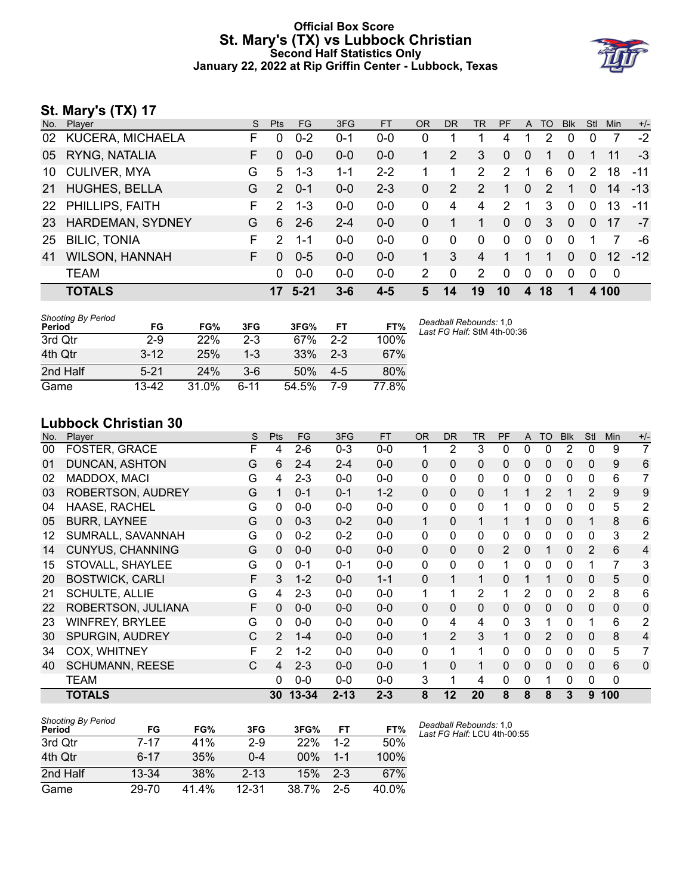# Official Box Score
## St. Mary's (TX) vs Lubbock Christian
### Second Half Statistics Only
### January 22, 2022 at Rip Griffin Center - Lubbock, Texas

## St. Mary's (TX) 17

| No. | Player | S | Pts | FG | 3FG | FT | OR | DR | TR | PF | A | TO | Blk | Stl | Min | +/- |
|---|---|---|---|---|---|---|---|---|---|---|---|---|---|---|---|---|
| 02 | KUCERA, MICHAELA | F | 0 | 0-2 | 0-1 | 0-0 | 0 | 1 | 1 | 4 | 1 | 2 | 0 | 0 | 7 | -2 |
| 05 | RYNG, NATALIA | F | 0 | 0-0 | 0-0 | 0-0 | 1 | 2 | 3 | 0 | 0 | 1 | 0 | 1 | 11 | -3 |
| 10 | CULIVER, MYA | G | 5 | 1-3 | 1-1 | 2-2 | 1 | 1 | 2 | 2 | 1 | 6 | 0 | 2 | 18 | -11 |
| 21 | HUGHES, BELLA | G | 2 | 0-1 | 0-0 | 2-3 | 0 | 2 | 2 | 1 | 0 | 2 | 1 | 0 | 14 | -13 |
| 22 | PHILLIPS, FAITH | F | 2 | 1-3 | 0-0 | 0-0 | 0 | 4 | 4 | 2 | 1 | 3 | 0 | 0 | 13 | -11 |
| 23 | HARDEMAN, SYDNEY | G | 6 | 2-6 | 2-4 | 0-0 | 0 | 1 | 1 | 0 | 0 | 3 | 0 | 0 | 17 | -7 |
| 25 | BILIC, TONIA | F | 2 | 1-1 | 0-0 | 0-0 | 0 | 0 | 0 | 0 | 0 | 0 | 0 | 1 | 7 | -6 |
| 41 | WILSON, HANNAH | F | 0 | 0-5 | 0-0 | 0-0 | 1 | 3 | 4 | 1 | 1 | 1 | 0 | 0 | 12 | -12 |
| | TEAM | | 0 | 0-0 | 0-0 | 0-0 | 2 | 0 | 2 | 0 | 0 | 0 | 0 | 0 | 0 | |
| | **TOTALS** | | **17** | **5-21** | **3-6** | **4-5** | **5** | **14** | **19** | **10** | **4** | **18** | **1** | **4** | **100** | |

*Shooting By Period*

| Period | FG | FG% | 3FG | 3FG% | FT | FT% |
|---|---|---|---|---|---|---|
| 3rd Qtr | 2-9 | 22% | 2-3 | 67% | 2-2 | 100% |
| 4th Qtr | 3-12 | 25% | 1-3 | 33% | 2-3 | 67% |
| 2nd Half | 5-21 | 24% | 3-6 | 50% | 4-5 | 80% |
| Game | 13-42 | 31.0% | 6-11 | 54.5% | 7-9 | 77.8% |

*Deadball Rebounds:* 1,0
*Last FG Half:* StM 4th-00:36

## Lubbock Christian 30

| No. | Player | S | Pts | FG | 3FG | FT | OR | DR | TR | PF | A | TO | Blk | Stl | Min | +/- |
|---|---|---|---|---|---|---|---|---|---|---|---|---|---|---|---|---|
| 00 | FOSTER, GRACE | F | 4 | 2-6 | 0-3 | 0-0 | 1 | 2 | 3 | 0 | 0 | 0 | 2 | 0 | 9 | 7 |
| 01 | DUNCAN, ASHTON | G | 6 | 2-4 | 2-4 | 0-0 | 0 | 0 | 0 | 0 | 0 | 0 | 0 | 0 | 9 | 6 |
| 02 | MADDOX, MACI | G | 4 | 2-3 | 0-0 | 0-0 | 0 | 0 | 0 | 0 | 0 | 0 | 0 | 0 | 6 | 7 |
| 03 | ROBERTSON, AUDREY | G | 1 | 0-1 | 0-1 | 1-2 | 0 | 0 | 0 | 1 | 1 | 2 | 1 | 2 | 9 | 9 |
| 04 | HAASE, RACHEL | G | 0 | 0-0 | 0-0 | 0-0 | 0 | 0 | 0 | 1 | 0 | 0 | 0 | 0 | 5 | 2 |
| 05 | BURR, LAYNEE | G | 0 | 0-3 | 0-2 | 0-0 | 1 | 0 | 1 | 1 | 1 | 0 | 0 | 1 | 8 | 6 |
| 12 | SUMRALL, SAVANNAH | G | 0 | 0-2 | 0-2 | 0-0 | 0 | 0 | 0 | 0 | 0 | 0 | 0 | 0 | 3 | 2 |
| 14 | CUNYUS, CHANNING | G | 0 | 0-0 | 0-0 | 0-0 | 0 | 0 | 0 | 2 | 0 | 1 | 0 | 2 | 6 | 4 |
| 15 | STOVALL, SHAYLEE | G | 0 | 0-1 | 0-1 | 0-0 | 0 | 0 | 0 | 1 | 0 | 0 | 0 | 1 | 7 | 3 |
| 20 | BOSTWICK, CARLI | F | 3 | 1-2 | 0-0 | 1-1 | 0 | 1 | 1 | 0 | 1 | 1 | 0 | 0 | 5 | 0 |
| 21 | SCHULTE, ALLIE | G | 4 | 2-3 | 0-0 | 0-0 | 1 | 1 | 2 | 1 | 2 | 0 | 0 | 2 | 8 | 6 |
| 22 | ROBERTSON, JULIANA | F | 0 | 0-0 | 0-0 | 0-0 | 0 | 0 | 0 | 0 | 0 | 0 | 0 | 0 | 0 | 0 |
| 23 | WINFREY, BRYLEE | G | 0 | 0-0 | 0-0 | 0-0 | 0 | 4 | 4 | 0 | 3 | 1 | 0 | 1 | 6 | 2 |
| 30 | SPURGIN, AUDREY | C | 2 | 1-4 | 0-0 | 0-0 | 1 | 2 | 3 | 1 | 0 | 2 | 0 | 0 | 8 | 4 |
| 34 | COX, WHITNEY | F | 2 | 1-2 | 0-0 | 0-0 | 0 | 1 | 1 | 0 | 0 | 0 | 0 | 0 | 5 | 7 |
| 40 | SCHUMANN, REESE | C | 4 | 2-3 | 0-0 | 0-0 | 1 | 0 | 1 | 0 | 0 | 0 | 0 | 0 | 6 | 0 |
| | TEAM | | 0 | 0-0 | 0-0 | 0-0 | 3 | 1 | 4 | 0 | 0 | 1 | 0 | 0 | 0 | |
| | **TOTALS** | | **30** | **13-34** | **2-13** | **2-3** | **8** | **12** | **20** | **8** | **8** | **8** | **3** | **9** | **100** | |

*Shooting By Period*

| Period | FG | FG% | 3FG | 3FG% | FT | FT% |
|---|---|---|---|---|---|---|
| 3rd Qtr | 7-17 | 41% | 2-9 | 22% | 1-2 | 50% |
| 4th Qtr | 6-17 | 35% | 0-4 | 00% | 1-1 | 100% |
| 2nd Half | 13-34 | 38% | 2-13 | 15% | 2-3 | 67% |
| Game | 29-70 | 41.4% | 12-31 | 38.7% | 2-5 | 40.0% |

*Deadball Rebounds:* 1,0
*Last FG Half:* LCU 4th-00:55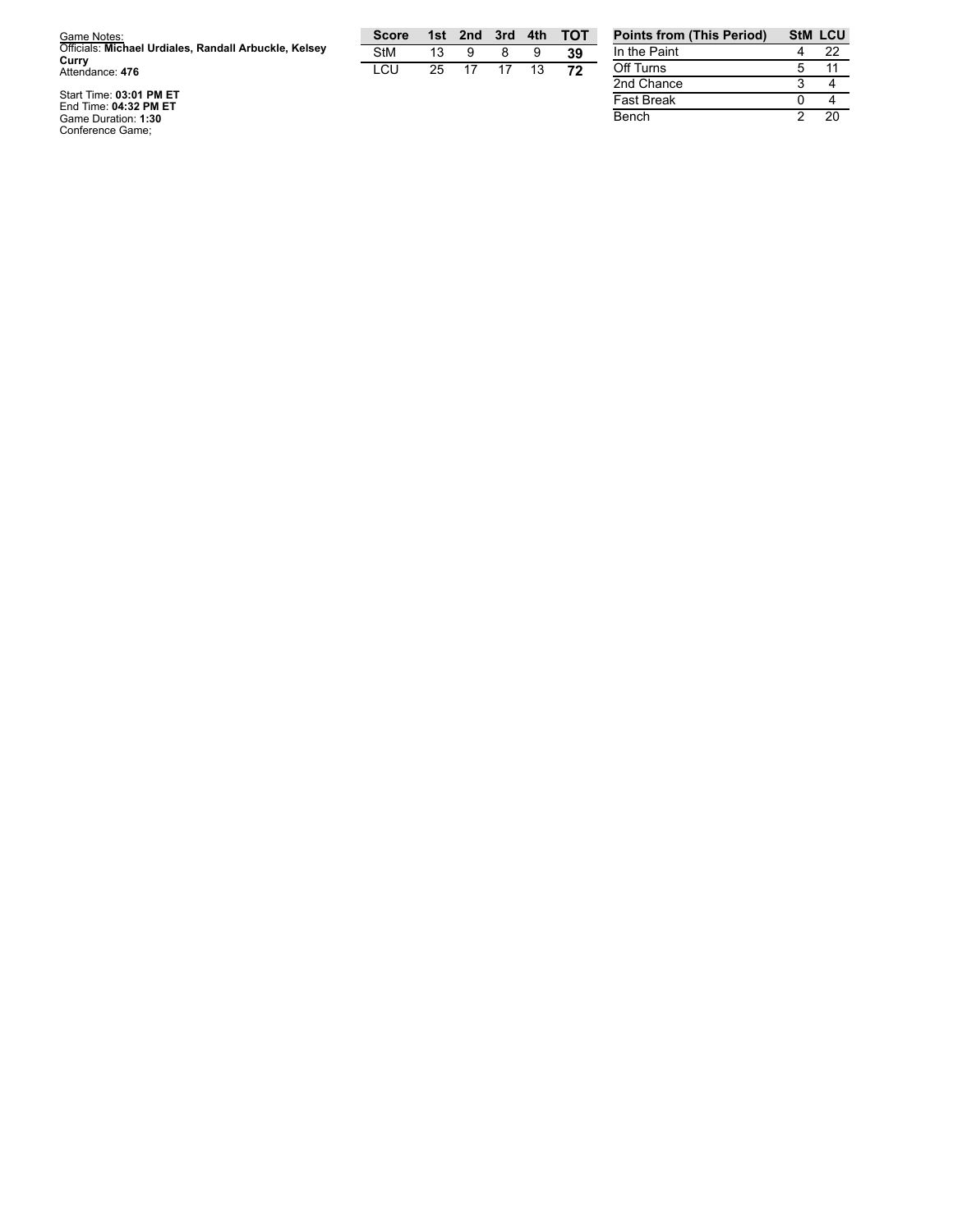Game Notes:
Officials: **Michael Urdiales, Randall Arbuckle, Kelsey Curry**
Attendance: **476**

Start Time: **03:01 PM ET**
End Time: **04:32 PM ET**
Game Duration: **1:30**
Conference Game;

| Score | 1st | 2nd | 3rd | 4th | TOT |
|---|---|---|---|---|---|
| StM | 13 | 9 | 8 | 9 | **39** |
| LCU | 25 | 17 | 17 | 13 | **72** |

| Points from (This Period) | StM | LCU |
|---|---|---|
| In the Paint | 4 | 22 |
| Off Turns | 5 | 11 |
| 2nd Chance | 3 | 4 |
| Fast Break | 0 | 4 |
| Bench | 2 | 20 |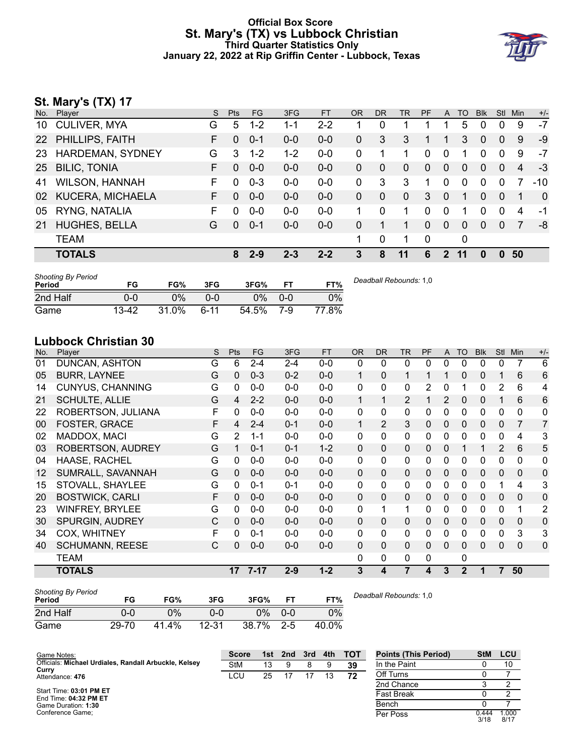# Official Box Score
## St. Mary's (TX) vs Lubbock Christian
### Third Quarter Statistics Only
### January 22, 2022 at Rip Griffin Center - Lubbock, Texas

## St. Mary's (TX) 17

| No. | Player | S | Pts | FG | 3FG | FT | OR | DR | TR | PF | A | TO | Blk | Stl | Min | +/- |
|---|---|---|---|---|---|---|---|---|---|---|---|---|---|---|---|---|
| 10 | CULIVER, MYA | G | 5 | 1-2 | 1-1 | 2-2 | 1 | 0 | 1 | 1 | 1 | 5 | 0 | 0 | 9 | -7 |
| 22 | PHILLIPS, FAITH | F | 0 | 0-1 | 0-0 | 0-0 | 0 | 3 | 3 | 1 | 1 | 3 | 0 | 0 | 9 | -9 |
| 23 | HARDEMAN, SYDNEY | G | 3 | 1-2 | 1-2 | 0-0 | 0 | 1 | 1 | 0 | 0 | 1 | 0 | 0 | 9 | -7 |
| 25 | BILIC, TONIA | F | 0 | 0-0 | 0-0 | 0-0 | 0 | 0 | 0 | 0 | 0 | 0 | 0 | 0 | 4 | -3 |
| 41 | WILSON, HANNAH | F | 0 | 0-3 | 0-0 | 0-0 | 0 | 3 | 3 | 1 | 0 | 0 | 0 | 0 | 7 | -10 |
| 02 | KUCERA, MICHAELA | F | 0 | 0-0 | 0-0 | 0-0 | 0 | 0 | 0 | 3 | 0 | 1 | 0 | 0 | 1 | 0 |
| 05 | RYNG, NATALIA | F | 0 | 0-0 | 0-0 | 0-0 | 1 | 0 | 1 | 0 | 0 | 1 | 0 | 0 | 4 | -1 |
| 21 | HUGHES, BELLA | G | 0 | 0-1 | 0-0 | 0-0 | 0 | 1 | 1 | 0 | 0 | 0 | 0 | 0 | 7 | -8 |
| | TEAM | | | | | | 1 | 0 | 1 | 0 | | 0 | | | | |
| | **TOTALS** | | **8** | **2-9** | **2-3** | **2-2** | **3** | **8** | **11** | **6** | **2** | **11** | **0** | **0** | **50** | |

| Shooting By Period Period | FG | FG% | 3FG | 3FG% | FT | FT% |
|---|---|---|---|---|---|---|
| 2nd Half | 0-0 | 0% | 0-0 | 0% | 0-0 | 0% |
| Game | 13-42 | 31.0% | 6-11 | 54.5% | 7-9 | 77.8% |

*Deadball Rebounds:* 1,0

## Lubbock Christian 30

| No. | Player | S | Pts | FG | 3FG | FT | OR | DR | TR | PF | A | TO | Blk | Stl | Min | +/- |
|---|---|---|---|---|---|---|---|---|---|---|---|---|---|---|---|---|
| 01 | DUNCAN, ASHTON | G | 6 | 2-4 | 2-4 | 0-0 | 0 | 0 | 0 | 0 | 0 | 0 | 0 | 0 | 7 | 6 |
| 05 | BURR, LAYNEE | G | 0 | 0-3 | 0-2 | 0-0 | 1 | 0 | 1 | 1 | 1 | 0 | 0 | 1 | 6 | 6 |
| 14 | CUNYUS, CHANNING | G | 0 | 0-0 | 0-0 | 0-0 | 0 | 0 | 0 | 2 | 0 | 1 | 0 | 2 | 6 | 4 |
| 21 | SCHULTE, ALLIE | G | 4 | 2-2 | 0-0 | 0-0 | 1 | 1 | 2 | 1 | 2 | 0 | 0 | 1 | 6 | 6 |
| 22 | ROBERTSON, JULIANA | F | 0 | 0-0 | 0-0 | 0-0 | 0 | 0 | 0 | 0 | 0 | 0 | 0 | 0 | 0 | 0 |
| 00 | FOSTER, GRACE | F | 4 | 2-4 | 0-1 | 0-0 | 1 | 2 | 3 | 0 | 0 | 0 | 0 | 0 | 7 | 7 |
| 02 | MADDOX, MACI | G | 2 | 1-1 | 0-0 | 0-0 | 0 | 0 | 0 | 0 | 0 | 0 | 0 | 0 | 4 | 3 |
| 03 | ROBERTSON, AUDREY | G | 1 | 0-1 | 0-1 | 1-2 | 0 | 0 | 0 | 0 | 0 | 1 | 1 | 2 | 6 | 5 |
| 04 | HAASE, RACHEL | G | 0 | 0-0 | 0-0 | 0-0 | 0 | 0 | 0 | 0 | 0 | 0 | 0 | 0 | 0 | 0 |
| 12 | SUMRALL, SAVANNAH | G | 0 | 0-0 | 0-0 | 0-0 | 0 | 0 | 0 | 0 | 0 | 0 | 0 | 0 | 0 | 0 |
| 15 | STOVALL, SHAYLEE | G | 0 | 0-1 | 0-1 | 0-0 | 0 | 0 | 0 | 0 | 0 | 0 | 0 | 1 | 4 | 3 |
| 20 | BOSTWICK, CARLI | F | 0 | 0-0 | 0-0 | 0-0 | 0 | 0 | 0 | 0 | 0 | 0 | 0 | 0 | 0 | 0 |
| 23 | WINFREY, BRYLEE | G | 0 | 0-0 | 0-0 | 0-0 | 0 | 1 | 1 | 0 | 0 | 0 | 0 | 0 | 1 | 2 |
| 30 | SPURGIN, AUDREY | C | 0 | 0-0 | 0-0 | 0-0 | 0 | 0 | 0 | 0 | 0 | 0 | 0 | 0 | 0 | 0 |
| 34 | COX, WHITNEY | F | 0 | 0-1 | 0-0 | 0-0 | 0 | 0 | 0 | 0 | 0 | 0 | 0 | 0 | 3 | 3 |
| 40 | SCHUMANN, REESE | C | 0 | 0-0 | 0-0 | 0-0 | 0 | 0 | 0 | 0 | 0 | 0 | 0 | 0 | 0 | 0 |
| | TEAM | | | | | | 0 | 0 | 0 | 0 | | 0 | | | | |
| | **TOTALS** | | **17** | **7-17** | **2-9** | **1-2** | **3** | **4** | **7** | **4** | **3** | **2** | **1** | **7** | **50** | |

| Shooting By Period Period | FG | FG% | 3FG | 3FG% | FT | FT% |
|---|---|---|---|---|---|---|
| 2nd Half | 0-0 | 0% | 0-0 | 0% | 0-0 | 0% |
| Game | 29-70 | 41.4% | 12-31 | 38.7% | 2-5 | 40.0% |

*Deadball Rebounds:* 1,0

Game Notes:
Officials: **Michael Urdiales, Randall Arbuckle, Kelsey Curry**
Attendance: **476**

Start Time: **03:01 PM ET**
End Time: **04:32 PM ET**
Game Duration: **1:30**
Conference Game;

| Score | 1st | 2nd | 3rd | 4th | TOT |
|---|---|---|---|---|---|
| StM | 13 | 9 | 8 | 9 | **39** |
| LCU | 25 | 17 | 17 | 13 | **72** |

| Points (This Period) | StM | LCU |
|---|---|---|
| In the Paint | 0 | 10 |
| Off Turns | 0 | 7 |
| 2nd Chance | 3 | 2 |
| Fast Break | 0 | 2 |
| Bench | 0 | 7 |
| Per Poss | 0.444 3/18 | 1.000 8/17 |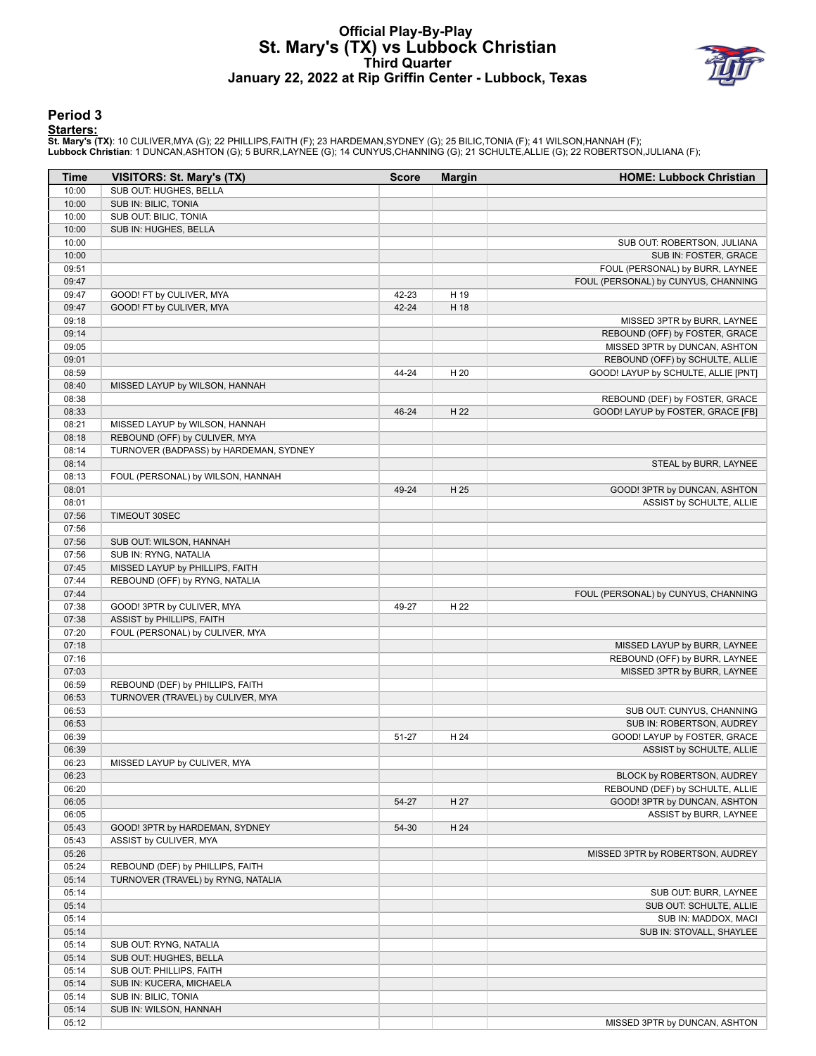# Official Play-By-Play
## St. Mary's (TX) vs Lubbock Christian
### Third Quarter
### January 22, 2022 at Rip Griffin Center - Lubbock, Texas

## Period 3

**Starters:**

**St. Mary's (TX)**: 10 CULIVER,MYA (G); 22 PHILLIPS,FAITH (F); 23 HARDEMAN,SYDNEY (G); 25 BILIC,TONIA (F); 41 WILSON,HANNAH (F);
**Lubbock Christian**: 1 DUNCAN,ASHTON (G); 5 BURR,LAYNEE (G); 14 CUNYUS,CHANNING (G); 21 SCHULTE,ALLIE (G); 22 ROBERTSON,JULIANA (F);

| Time | VISITORS: St. Mary's (TX) | Score | Margin | HOME: Lubbock Christian |
|---|---|---|---|---|
| 10:00 | SUB OUT: HUGHES, BELLA | | | |
| 10:00 | SUB IN: BILIC, TONIA | | | |
| 10:00 | SUB OUT: BILIC, TONIA | | | |
| 10:00 | SUB IN: HUGHES, BELLA | | | |
| 10:00 | | | | SUB OUT: ROBERTSON, JULIANA |
| 10:00 | | | | SUB IN: FOSTER, GRACE |
| 09:51 | | | | FOUL (PERSONAL) by BURR, LAYNEE |
| 09:47 | | | | FOUL (PERSONAL) by CUNYUS, CHANNING |
| 09:47 | GOOD! FT by CULIVER, MYA | 42-23 | H 19 | |
| 09:47 | GOOD! FT by CULIVER, MYA | 42-24 | H 18 | |
| 09:18 | | | | MISSED 3PTR by BURR, LAYNEE |
| 09:14 | | | | REBOUND (OFF) by FOSTER, GRACE |
| 09:05 | | | | MISSED 3PTR by DUNCAN, ASHTON |
| 09:01 | | | | REBOUND (OFF) by SCHULTE, ALLIE |
| 08:59 | | 44-24 | H 20 | GOOD! LAYUP by SCHULTE, ALLIE [PNT] |
| 08:40 | MISSED LAYUP by WILSON, HANNAH | | | |
| 08:38 | | | | REBOUND (DEF) by FOSTER, GRACE |
| 08:33 | | 46-24 | H 22 | GOOD! LAYUP by FOSTER, GRACE [FB] |
| 08:21 | MISSED LAYUP by WILSON, HANNAH | | | |
| 08:18 | REBOUND (OFF) by CULIVER, MYA | | | |
| 08:14 | TURNOVER (BADPASS) by HARDEMAN, SYDNEY | | | |
| 08:14 | | | | STEAL by BURR, LAYNEE |
| 08:13 | FOUL (PERSONAL) by WILSON, HANNAH | | | |
| 08:01 | | 49-24 | H 25 | GOOD! 3PTR by DUNCAN, ASHTON |
| 08:01 | | | | ASSIST by SCHULTE, ALLIE |
| 07:56 | TIMEOUT 30SEC | | | |
| 07:56 | | | | |
| 07:56 | SUB OUT: WILSON, HANNAH | | | |
| 07:56 | SUB IN: RYNG, NATALIA | | | |
| 07:45 | MISSED LAYUP by PHILLIPS, FAITH | | | |
| 07:44 | REBOUND (OFF) by RYNG, NATALIA | | | |
| 07:44 | | | | FOUL (PERSONAL) by CUNYUS, CHANNING |
| 07:38 | GOOD! 3PTR by CULIVER, MYA | 49-27 | H 22 | |
| 07:38 | ASSIST by PHILLIPS, FAITH | | | |
| 07:20 | FOUL (PERSONAL) by CULIVER, MYA | | | |
| 07:18 | | | | MISSED LAYUP by BURR, LAYNEE |
| 07:16 | | | | REBOUND (OFF) by BURR, LAYNEE |
| 07:03 | | | | MISSED 3PTR by BURR, LAYNEE |
| 06:59 | REBOUND (DEF) by PHILLIPS, FAITH | | | |
| 06:53 | TURNOVER (TRAVEL) by CULIVER, MYA | | | |
| 06:53 | | | | SUB OUT: CUNYUS, CHANNING |
| 06:53 | | | | SUB IN: ROBERTSON, AUDREY |
| 06:39 | | 51-27 | H 24 | GOOD! LAYUP by FOSTER, GRACE |
| 06:39 | | | | ASSIST by SCHULTE, ALLIE |
| 06:23 | MISSED LAYUP by CULIVER, MYA | | | |
| 06:23 | | | | BLOCK by ROBERTSON, AUDREY |
| 06:20 | | | | REBOUND (DEF) by SCHULTE, ALLIE |
| 06:05 | | 54-27 | H 27 | GOOD! 3PTR by DUNCAN, ASHTON |
| 06:05 | | | | ASSIST by BURR, LAYNEE |
| 05:43 | GOOD! 3PTR by HARDEMAN, SYDNEY | 54-30 | H 24 | |
| 05:43 | ASSIST by CULIVER, MYA | | | |
| 05:26 | | | | MISSED 3PTR by ROBERTSON, AUDREY |
| 05:24 | REBOUND (DEF) by PHILLIPS, FAITH | | | |
| 05:14 | TURNOVER (TRAVEL) by RYNG, NATALIA | | | |
| 05:14 | | | | SUB OUT: BURR, LAYNEE |
| 05:14 | | | | SUB OUT: SCHULTE, ALLIE |
| 05:14 | | | | SUB IN: MADDOX, MACI |
| 05:14 | | | | SUB IN: STOVALL, SHAYLEE |
| 05:14 | SUB OUT: RYNG, NATALIA | | | |
| 05:14 | SUB OUT: HUGHES, BELLA | | | |
| 05:14 | SUB OUT: PHILLIPS, FAITH | | | |
| 05:14 | SUB IN: KUCERA, MICHAELA | | | |
| 05:14 | SUB IN: BILIC, TONIA | | | |
| 05:14 | SUB IN: WILSON, HANNAH | | | |
| 05:12 | | | | MISSED 3PTR by DUNCAN, ASHTON |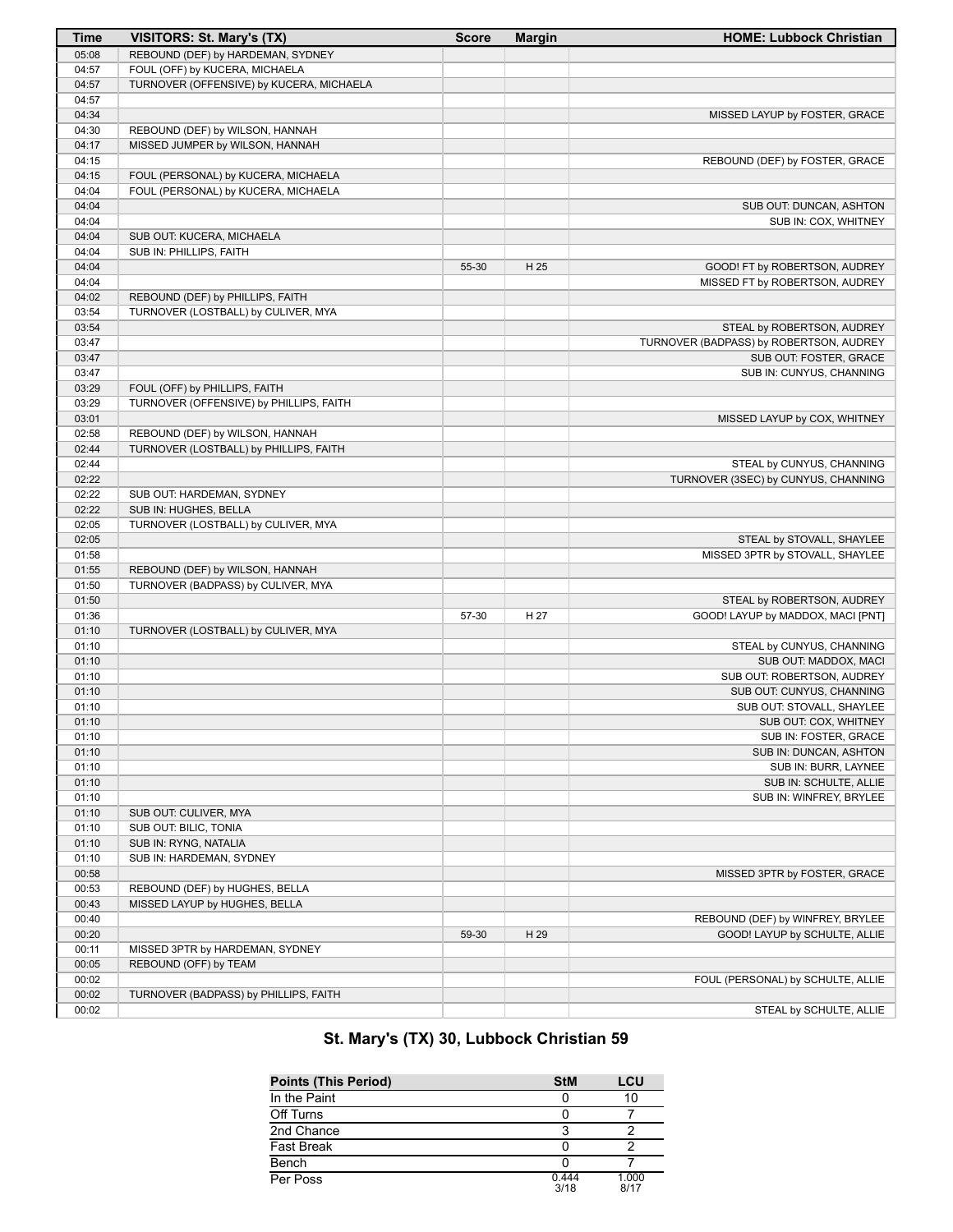| Time | VISITORS: St. Mary's (TX) | Score | Margin | HOME: Lubbock Christian |
|---|---|---|---|---|
| 05:08 | REBOUND (DEF) by HARDEMAN, SYDNEY | | | |
| 04:57 | FOUL (OFF) by KUCERA, MICHAELA | | | |
| 04:57 | TURNOVER (OFFENSIVE) by KUCERA, MICHAELA | | | |
| 04:57 | | | | |
| 04:34 | | | | MISSED LAYUP by FOSTER, GRACE |
| 04:30 | REBOUND (DEF) by WILSON, HANNAH | | | |
| 04:17 | MISSED JUMPER by WILSON, HANNAH | | | |
| 04:15 | | | | REBOUND (DEF) by FOSTER, GRACE |
| 04:15 | FOUL (PERSONAL) by KUCERA, MICHAELA | | | |
| 04:04 | FOUL (PERSONAL) by KUCERA, MICHAELA | | | |
| 04:04 | | | | SUB OUT: DUNCAN, ASHTON |
| 04:04 | | | | SUB IN: COX, WHITNEY |
| 04:04 | SUB OUT: KUCERA, MICHAELA | | | |
| 04:04 | SUB IN: PHILLIPS, FAITH | | | |
| 04:04 | | 55-30 | H 25 | GOOD! FT by ROBERTSON, AUDREY |
| 04:04 | | | | MISSED FT by ROBERTSON, AUDREY |
| 04:02 | REBOUND (DEF) by PHILLIPS, FAITH | | | |
| 03:54 | TURNOVER (LOSTBALL) by CULIVER, MYA | | | |
| 03:54 | | | | STEAL by ROBERTSON, AUDREY |
| 03:47 | | | | TURNOVER (BADPASS) by ROBERTSON, AUDREY |
| 03:47 | | | | SUB OUT: FOSTER, GRACE |
| 03:47 | | | | SUB IN: CUNYUS, CHANNING |
| 03:29 | FOUL (OFF) by PHILLIPS, FAITH | | | |
| 03:29 | TURNOVER (OFFENSIVE) by PHILLIPS, FAITH | | | |
| 03:01 | | | | MISSED LAYUP by COX, WHITNEY |
| 02:58 | REBOUND (DEF) by WILSON, HANNAH | | | |
| 02:44 | TURNOVER (LOSTBALL) by PHILLIPS, FAITH | | | |
| 02:44 | | | | STEAL by CUNYUS, CHANNING |
| 02:22 | | | | TURNOVER (3SEC) by CUNYUS, CHANNING |
| 02:22 | SUB OUT: HARDEMAN, SYDNEY | | | |
| 02:22 | SUB IN: HUGHES, BELLA | | | |
| 02:05 | TURNOVER (LOSTBALL) by CULIVER, MYA | | | |
| 02:05 | | | | STEAL by STOVALL, SHAYLEE |
| 01:58 | | | | MISSED 3PTR by STOVALL, SHAYLEE |
| 01:55 | REBOUND (DEF) by WILSON, HANNAH | | | |
| 01:50 | TURNOVER (BADPASS) by CULIVER, MYA | | | |
| 01:50 | | | | STEAL by ROBERTSON, AUDREY |
| 01:36 | | 57-30 | H 27 | GOOD! LAYUP by MADDOX, MACI [PNT] |
| 01:10 | TURNOVER (LOSTBALL) by CULIVER, MYA | | | |
| 01:10 | | | | STEAL by CUNYUS, CHANNING |
| 01:10 | | | | SUB OUT: MADDOX, MACI |
| 01:10 | | | | SUB OUT: ROBERTSON, AUDREY |
| 01:10 | | | | SUB OUT: CUNYUS, CHANNING |
| 01:10 | | | | SUB OUT: STOVALL, SHAYLEE |
| 01:10 | | | | SUB OUT: COX, WHITNEY |
| 01:10 | | | | SUB IN: FOSTER, GRACE |
| 01:10 | | | | SUB IN: DUNCAN, ASHTON |
| 01:10 | | | | SUB IN: BURR, LAYNEE |
| 01:10 | | | | SUB IN: SCHULTE, ALLIE |
| 01:10 | | | | SUB IN: WINFREY, BRYLEE |
| 01:10 | SUB OUT: CULIVER, MYA | | | |
| 01:10 | SUB OUT: BILIC, TONIA | | | |
| 01:10 | SUB IN: RYNG, NATALIA | | | |
| 01:10 | SUB IN: HARDEMAN, SYDNEY | | | |
| 00:58 | | | | MISSED 3PTR by FOSTER, GRACE |
| 00:53 | REBOUND (DEF) by HUGHES, BELLA | | | |
| 00:43 | MISSED LAYUP by HUGHES, BELLA | | | |
| 00:40 | | | | REBOUND (DEF) by WINFREY, BRYLEE |
| 00:20 | | 59-30 | H 29 | GOOD! LAYUP by SCHULTE, ALLIE |
| 00:11 | MISSED 3PTR by HARDEMAN, SYDNEY | | | |
| 00:05 | REBOUND (OFF) by TEAM | | | |
| 00:02 | | | | FOUL (PERSONAL) by SCHULTE, ALLIE |
| 00:02 | TURNOVER (BADPASS) by PHILLIPS, FAITH | | | |
| 00:02 | | | | STEAL by SCHULTE, ALLIE |

## St. Mary's (TX) 30, Lubbock Christian 59

| Points (This Period) | StM | LCU |
|---|---|---|
| In the Paint | 0 | 10 |
| Off Turns | 0 | 7 |
| 2nd Chance | 3 | 2 |
| Fast Break | 0 | 2 |
| Bench | 0 | 7 |
| Per Poss | 0.444 3/18 | 1.000 8/17 |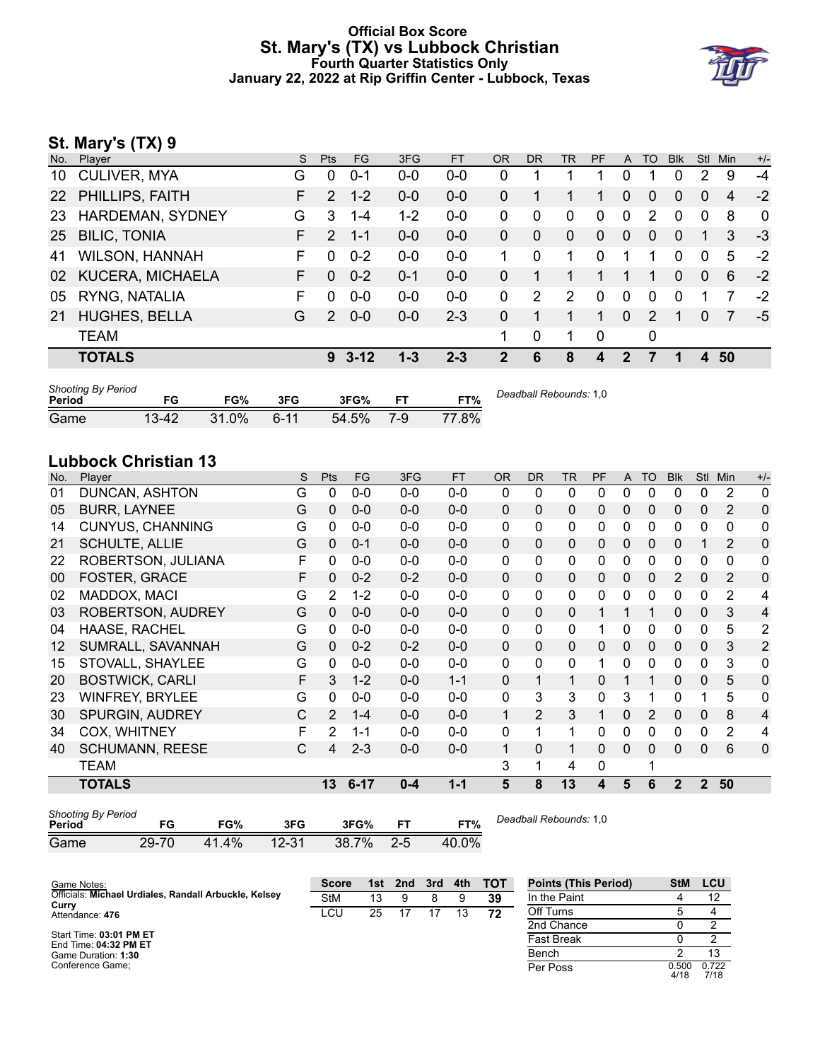# Official Box Score
## St. Mary's (TX) vs Lubbock Christian
### Fourth Quarter Statistics Only
### January 22, 2022 at Rip Griffin Center - Lubbock, Texas

## St. Mary's (TX) 9

| No. | Player | S | Pts | FG | 3FG | FT | OR | DR | TR | PF | A | TO | Blk | Stl | Min | +/- |
|---|---|---|---|---|---|---|---|---|---|---|---|---|---|---|---|---|
| 10 | CULIVER, MYA | G | 0 | 0-1 | 0-0 | 0-0 | 0 | 1 | 1 | 1 | 0 | 1 | 0 | 2 | 9 | -4 |
| 22 | PHILLIPS, FAITH | F | 2 | 1-2 | 0-0 | 0-0 | 0 | 1 | 1 | 1 | 0 | 0 | 0 | 0 | 4 | -2 |
| 23 | HARDEMAN, SYDNEY | G | 3 | 1-4 | 1-2 | 0-0 | 0 | 0 | 0 | 0 | 0 | 2 | 0 | 0 | 8 | 0 |
| 25 | BILIC, TONIA | F | 2 | 1-1 | 0-0 | 0-0 | 0 | 0 | 0 | 0 | 0 | 0 | 0 | 1 | 3 | -3 |
| 41 | WILSON, HANNAH | F | 0 | 0-2 | 0-0 | 0-0 | 1 | 0 | 1 | 0 | 1 | 1 | 0 | 0 | 5 | -2 |
| 02 | KUCERA, MICHAELA | F | 0 | 0-2 | 0-1 | 0-0 | 0 | 1 | 1 | 1 | 1 | 1 | 0 | 0 | 6 | -2 |
| 05 | RYNG, NATALIA | F | 0 | 0-0 | 0-0 | 0-0 | 0 | 2 | 2 | 0 | 0 | 0 | 0 | 1 | 7 | -2 |
| 21 | HUGHES, BELLA | G | 2 | 0-0 | 0-0 | 2-3 | 0 | 1 | 1 | 1 | 0 | 2 | 1 | 0 | 7 | -5 |
| | TEAM | | | | | | 1 | 0 | 1 | 0 | | 0 | | | | |
| | **TOTALS** | | **9** | **3-12** | **1-3** | **2-3** | **2** | **6** | **8** | **4** | **2** | **7** | **1** | **4** | **50** | |

| Shooting By Period Period | FG | FG% | 3FG | 3FG% | FT | FT% |
|---|---|---|---|---|---|---|
| Game | 13-42 | 31.0% | 6-11 | 54.5% | 7-9 | 77.8% |

*Deadball Rebounds:* 1,0

## Lubbock Christian 13

| No. | Player | S | Pts | FG | 3FG | FT | OR | DR | TR | PF | A | TO | Blk | Stl | Min | +/- |
|---|---|---|---|---|---|---|---|---|---|---|---|---|---|---|---|---|
| 01 | DUNCAN, ASHTON | G | 0 | 0-0 | 0-0 | 0-0 | 0 | 0 | 0 | 0 | 0 | 0 | 0 | 0 | 2 | 0 |
| 05 | BURR, LAYNEE | G | 0 | 0-0 | 0-0 | 0-0 | 0 | 0 | 0 | 0 | 0 | 0 | 0 | 0 | 2 | 0 |
| 14 | CUNYUS, CHANNING | G | 0 | 0-0 | 0-0 | 0-0 | 0 | 0 | 0 | 0 | 0 | 0 | 0 | 0 | 0 | 0 |
| 21 | SCHULTE, ALLIE | G | 0 | 0-1 | 0-0 | 0-0 | 0 | 0 | 0 | 0 | 0 | 0 | 0 | 1 | 2 | 0 |
| 22 | ROBERTSON, JULIANA | F | 0 | 0-0 | 0-0 | 0-0 | 0 | 0 | 0 | 0 | 0 | 0 | 0 | 0 | 0 | 0 |
| 00 | FOSTER, GRACE | F | 0 | 0-2 | 0-2 | 0-0 | 0 | 0 | 0 | 0 | 0 | 0 | 2 | 0 | 2 | 0 |
| 02 | MADDOX, MACI | G | 2 | 1-2 | 0-0 | 0-0 | 0 | 0 | 0 | 0 | 0 | 0 | 0 | 0 | 2 | 4 |
| 03 | ROBERTSON, AUDREY | G | 0 | 0-0 | 0-0 | 0-0 | 0 | 0 | 0 | 1 | 1 | 1 | 0 | 0 | 3 | 4 |
| 04 | HAASE, RACHEL | G | 0 | 0-0 | 0-0 | 0-0 | 0 | 0 | 0 | 1 | 0 | 0 | 0 | 0 | 5 | 2 |
| 12 | SUMRALL, SAVANNAH | G | 0 | 0-2 | 0-2 | 0-0 | 0 | 0 | 0 | 0 | 0 | 0 | 0 | 0 | 3 | 2 |
| 15 | STOVALL, SHAYLEE | G | 0 | 0-0 | 0-0 | 0-0 | 0 | 0 | 0 | 1 | 0 | 0 | 0 | 0 | 3 | 0 |
| 20 | BOSTWICK, CARLI | F | 3 | 1-2 | 0-0 | 1-1 | 0 | 1 | 1 | 0 | 1 | 1 | 0 | 0 | 5 | 0 |
| 23 | WINFREY, BRYLEE | G | 0 | 0-0 | 0-0 | 0-0 | 0 | 3 | 3 | 0 | 3 | 1 | 0 | 1 | 5 | 0 |
| 30 | SPURGIN, AUDREY | C | 2 | 1-4 | 0-0 | 0-0 | 1 | 2 | 3 | 1 | 0 | 2 | 0 | 0 | 8 | 4 |
| 34 | COX, WHITNEY | F | 2 | 1-1 | 0-0 | 0-0 | 0 | 1 | 1 | 0 | 0 | 0 | 0 | 0 | 2 | 4 |
| 40 | SCHUMANN, REESE | C | 4 | 2-3 | 0-0 | 0-0 | 1 | 0 | 1 | 0 | 0 | 0 | 0 | 0 | 6 | 0 |
| | TEAM | | | | | | 3 | 1 | 4 | 0 | | 1 | | | | |
| | **TOTALS** | | **13** | **6-17** | **0-4** | **1-1** | **5** | **8** | **13** | **4** | **5** | **6** | **2** | **2** | **50** | |

| Shooting By Period Period | FG | FG% | 3FG | 3FG% | FT | FT% |
|---|---|---|---|---|---|---|
| Game | 29-70 | 41.4% | 12-31 | 38.7% | 2-5 | 40.0% |

*Deadball Rebounds:* 1,0

Game Notes:
Officials: **Michael Urdiales, Randall Arbuckle, Kelsey Curry**
Attendance: **476**

Start Time: **03:01 PM ET**
End Time: **04:32 PM ET**
Game Duration: **1:30**
Conference Game;

| Score | 1st | 2nd | 3rd | 4th | TOT |
|---|---|---|---|---|---|
| StM | 13 | 9 | 8 | 9 | **39** |
| LCU | 25 | 17 | 17 | 13 | **72** |

| Points (This Period) | StM | LCU |
|---|---|---|
| In the Paint | 4 | 12 |
| Off Turns | 5 | 4 |
| 2nd Chance | 0 | 2 |
| Fast Break | 0 | 2 |
| Bench | 2 | 13 |
| Per Poss | 0.500 4/18 | 0.722 7/18 |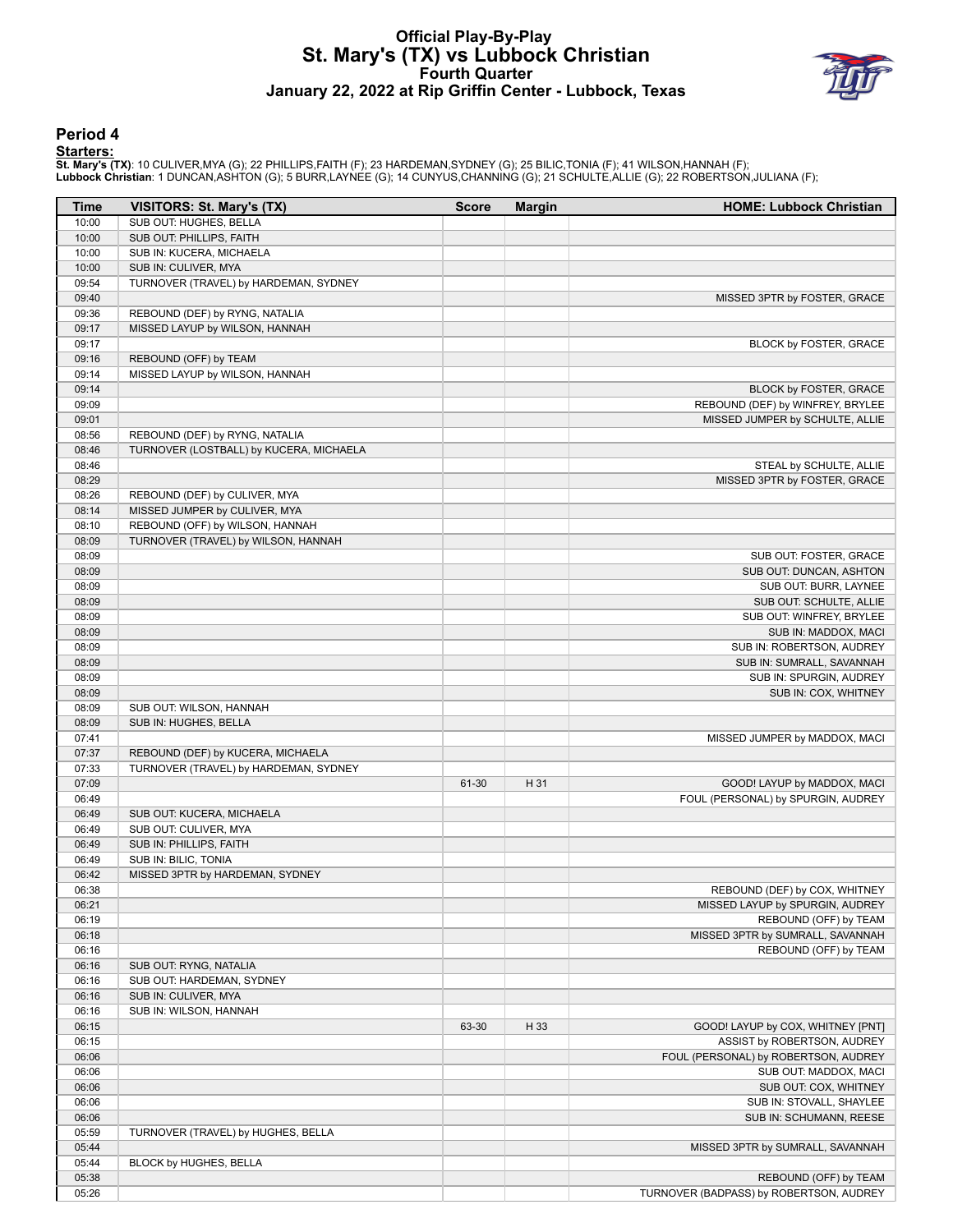# Official Play-By-Play
# St. Mary's (TX) vs Lubbock Christian
## Fourth Quarter
## January 22, 2022 at Rip Griffin Center - Lubbock, Texas

### Period 4

**Starters:**

**St. Mary's (TX)**: 10 CULIVER,MYA (G); 22 PHILLIPS,FAITH (F); 23 HARDEMAN,SYDNEY (G); 25 BILIC,TONIA (F); 41 WILSON,HANNAH (F);
**Lubbock Christian**: 1 DUNCAN,ASHTON (G); 5 BURR,LAYNEE (G); 14 CUNYUS,CHANNING (G); 21 SCHULTE,ALLIE (G); 22 ROBERTSON,JULIANA (F);

| Time | VISITORS: St. Mary's (TX) | Score | Margin | HOME: Lubbock Christian |
|---|---|---|---|---|
| 10:00 | SUB OUT: HUGHES, BELLA | | | |
| 10:00 | SUB OUT: PHILLIPS, FAITH | | | |
| 10:00 | SUB IN: KUCERA, MICHAELA | | | |
| 10:00 | SUB IN: CULIVER, MYA | | | |
| 09:54 | TURNOVER (TRAVEL) by HARDEMAN, SYDNEY | | | |
| 09:40 | | | | MISSED 3PTR by FOSTER, GRACE |
| 09:36 | REBOUND (DEF) by RYNG, NATALIA | | | |
| 09:17 | MISSED LAYUP by WILSON, HANNAH | | | |
| 09:17 | | | | BLOCK by FOSTER, GRACE |
| 09:16 | REBOUND (OFF) by TEAM | | | |
| 09:14 | MISSED LAYUP by WILSON, HANNAH | | | |
| 09:14 | | | | BLOCK by FOSTER, GRACE |
| 09:09 | | | | REBOUND (DEF) by WINFREY, BRYLEE |
| 09:01 | | | | MISSED JUMPER by SCHULTE, ALLIE |
| 08:56 | REBOUND (DEF) by RYNG, NATALIA | | | |
| 08:46 | TURNOVER (LOSTBALL) by KUCERA, MICHAELA | | | |
| 08:46 | | | | STEAL by SCHULTE, ALLIE |
| 08:29 | | | | MISSED 3PTR by FOSTER, GRACE |
| 08:26 | REBOUND (DEF) by CULIVER, MYA | | | |
| 08:14 | MISSED JUMPER by CULIVER, MYA | | | |
| 08:10 | REBOUND (OFF) by WILSON, HANNAH | | | |
| 08:09 | TURNOVER (TRAVEL) by WILSON, HANNAH | | | |
| 08:09 | | | | SUB OUT: FOSTER, GRACE |
| 08:09 | | | | SUB OUT: DUNCAN, ASHTON |
| 08:09 | | | | SUB OUT: BURR, LAYNEE |
| 08:09 | | | | SUB OUT: SCHULTE, ALLIE |
| 08:09 | | | | SUB OUT: WINFREY, BRYLEE |
| 08:09 | | | | SUB IN: MADDOX, MACI |
| 08:09 | | | | SUB IN: ROBERTSON, AUDREY |
| 08:09 | | | | SUB IN: SUMRALL, SAVANNAH |
| 08:09 | | | | SUB IN: SPURGIN, AUDREY |
| 08:09 | | | | SUB IN: COX, WHITNEY |
| 08:09 | SUB OUT: WILSON, HANNAH | | | |
| 08:09 | SUB IN: HUGHES, BELLA | | | |
| 07:41 | | | | MISSED JUMPER by MADDOX, MACI |
| 07:37 | REBOUND (DEF) by KUCERA, MICHAELA | | | |
| 07:33 | TURNOVER (TRAVEL) by HARDEMAN, SYDNEY | | | |
| 07:09 | | 61-30 | H 31 | GOOD! LAYUP by MADDOX, MACI |
| 06:49 | | | | FOUL (PERSONAL) by SPURGIN, AUDREY |
| 06:49 | SUB OUT: KUCERA, MICHAELA | | | |
| 06:49 | SUB OUT: CULIVER, MYA | | | |
| 06:49 | SUB IN: PHILLIPS, FAITH | | | |
| 06:49 | SUB IN: BILIC, TONIA | | | |
| 06:42 | MISSED 3PTR by HARDEMAN, SYDNEY | | | |
| 06:38 | | | | REBOUND (DEF) by COX, WHITNEY |
| 06:21 | | | | MISSED LAYUP by SPURGIN, AUDREY |
| 06:19 | | | | REBOUND (OFF) by TEAM |
| 06:18 | | | | MISSED 3PTR by SUMRALL, SAVANNAH |
| 06:16 | | | | REBOUND (OFF) by TEAM |
| 06:16 | SUB OUT: RYNG, NATALIA | | | |
| 06:16 | SUB OUT: HARDEMAN, SYDNEY | | | |
| 06:16 | SUB IN: CULIVER, MYA | | | |
| 06:16 | SUB IN: WILSON, HANNAH | | | |
| 06:15 | | 63-30 | H 33 | GOOD! LAYUP by COX, WHITNEY [PNT] |
| 06:15 | | | | ASSIST by ROBERTSON, AUDREY |
| 06:06 | | | | FOUL (PERSONAL) by ROBERTSON, AUDREY |
| 06:06 | | | | SUB OUT: MADDOX, MACI |
| 06:06 | | | | SUB OUT: COX, WHITNEY |
| 06:06 | | | | SUB IN: STOVALL, SHAYLEE |
| 06:06 | | | | SUB IN: SCHUMANN, REESE |
| 05:59 | TURNOVER (TRAVEL) by HUGHES, BELLA | | | |
| 05:44 | | | | MISSED 3PTR by SUMRALL, SAVANNAH |
| 05:44 | BLOCK by HUGHES, BELLA | | | |
| 05:38 | | | | REBOUND (OFF) by TEAM |
| 05:26 | | | | TURNOVER (BADPASS) by ROBERTSON, AUDREY |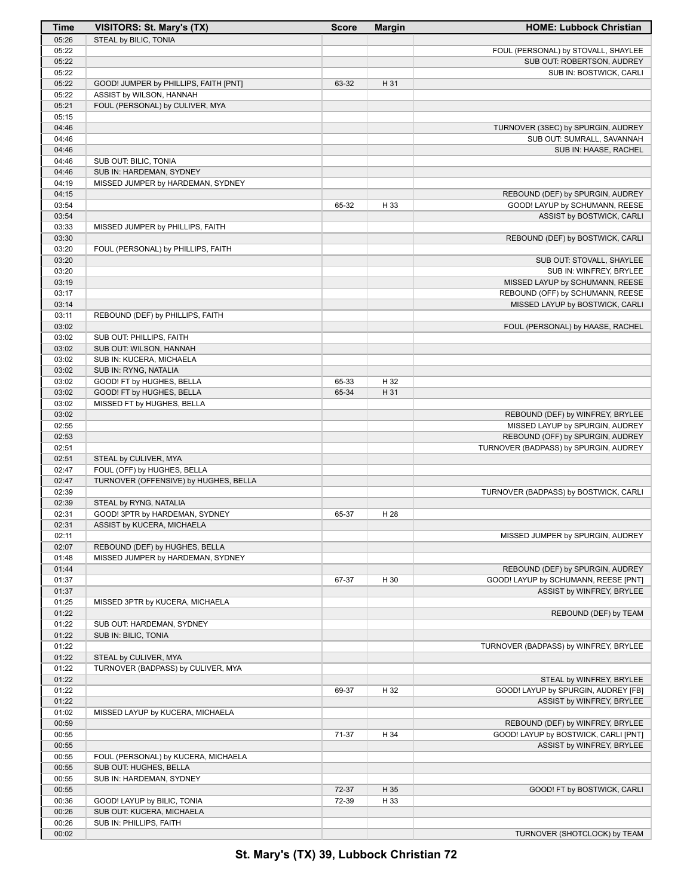| Time | VISITORS: St. Mary's (TX) | Score | Margin | HOME: Lubbock Christian |
| --- | --- | --- | --- | --- |
| 05:26 | STEAL by BILIC, TONIA | | | |
| 05:22 | | | | FOUL (PERSONAL) by STOVALL, SHAYLEE |
| 05:22 | | | | SUB OUT: ROBERTSON, AUDREY |
| 05:22 | | | | SUB IN: BOSTWICK, CARLI |
| 05:22 | GOOD! JUMPER by PHILLIPS, FAITH [PNT] | 63-32 | H 31 | |
| 05:22 | ASSIST by WILSON, HANNAH | | | |
| 05:21 | FOUL (PERSONAL) by CULIVER, MYA | | | |
| 05:15 | | | | |
| 04:46 | | | | TURNOVER (3SEC) by SPURGIN, AUDREY |
| 04:46 | | | | SUB OUT: SUMRALL, SAVANNAH |
| 04:46 | | | | SUB IN: HAASE, RACHEL |
| 04:46 | SUB OUT: BILIC, TONIA | | | |
| 04:46 | SUB IN: HARDEMAN, SYDNEY | | | |
| 04:19 | MISSED JUMPER by HARDEMAN, SYDNEY | | | |
| 04:15 | | | | REBOUND (DEF) by SPURGIN, AUDREY |
| 03:54 | | 65-32 | H 33 | GOOD! LAYUP by SCHUMANN, REESE |
| 03:54 | | | | ASSIST by BOSTWICK, CARLI |
| 03:33 | MISSED JUMPER by PHILLIPS, FAITH | | | |
| 03:30 | | | | REBOUND (DEF) by BOSTWICK, CARLI |
| 03:20 | FOUL (PERSONAL) by PHILLIPS, FAITH | | | |
| 03:20 | | | | SUB OUT: STOVALL, SHAYLEE |
| 03:20 | | | | SUB IN: WINFREY, BRYLEE |
| 03:19 | | | | MISSED LAYUP by SCHUMANN, REESE |
| 03:17 | | | | REBOUND (OFF) by SCHUMANN, REESE |
| 03:14 | | | | MISSED LAYUP by BOSTWICK, CARLI |
| 03:11 | REBOUND (DEF) by PHILLIPS, FAITH | | | |
| 03:02 | | | | FOUL (PERSONAL) by HAASE, RACHEL |
| 03:02 | SUB OUT: PHILLIPS, FAITH | | | |
| 03:02 | SUB OUT: WILSON, HANNAH | | | |
| 03:02 | SUB IN: KUCERA, MICHAELA | | | |
| 03:02 | SUB IN: RYNG, NATALIA | | | |
| 03:02 | GOOD! FT by HUGHES, BELLA | 65-33 | H 32 | |
| 03:02 | GOOD! FT by HUGHES, BELLA | 65-34 | H 31 | |
| 03:02 | MISSED FT by HUGHES, BELLA | | | |
| 03:02 | | | | REBOUND (DEF) by WINFREY, BRYLEE |
| 02:55 | | | | MISSED LAYUP by SPURGIN, AUDREY |
| 02:53 | | | | REBOUND (OFF) by SPURGIN, AUDREY |
| 02:51 | | | | TURNOVER (BADPASS) by SPURGIN, AUDREY |
| 02:51 | STEAL by CULIVER, MYA | | | |
| 02:47 | FOUL (OFF) by HUGHES, BELLA | | | |
| 02:47 | TURNOVER (OFFENSIVE) by HUGHES, BELLA | | | |
| 02:39 | | | | TURNOVER (BADPASS) by BOSTWICK, CARLI |
| 02:39 | STEAL by RYNG, NATALIA | | | |
| 02:31 | GOOD! 3PTR by HARDEMAN, SYDNEY | 65-37 | H 28 | |
| 02:31 | ASSIST by KUCERA, MICHAELA | | | |
| 02:11 | | | | MISSED JUMPER by SPURGIN, AUDREY |
| 02:07 | REBOUND (DEF) by HUGHES, BELLA | | | |
| 01:48 | MISSED JUMPER by HARDEMAN, SYDNEY | | | |
| 01:44 | | | | REBOUND (DEF) by SPURGIN, AUDREY |
| 01:37 | | 67-37 | H 30 | GOOD! LAYUP by SCHUMANN, REESE [PNT] |
| 01:37 | | | | ASSIST by WINFREY, BRYLEE |
| 01:25 | MISSED 3PTR by KUCERA, MICHAELA | | | |
| 01:22 | | | | REBOUND (DEF) by TEAM |
| 01:22 | SUB OUT: HARDEMAN, SYDNEY | | | |
| 01:22 | SUB IN: BILIC, TONIA | | | |
| 01:22 | | | | TURNOVER (BADPASS) by WINFREY, BRYLEE |
| 01:22 | STEAL by CULIVER, MYA | | | |
| 01:22 | TURNOVER (BADPASS) by CULIVER, MYA | | | |
| 01:22 | | | | STEAL by WINFREY, BRYLEE |
| 01:22 | | 69-37 | H 32 | GOOD! LAYUP by SPURGIN, AUDREY [FB] |
| 01:22 | | | | ASSIST by WINFREY, BRYLEE |
| 01:02 | MISSED LAYUP by KUCERA, MICHAELA | | | |
| 00:59 | | | | REBOUND (DEF) by WINFREY, BRYLEE |
| 00:55 | | 71-37 | H 34 | GOOD! LAYUP by BOSTWICK, CARLI [PNT] |
| 00:55 | | | | ASSIST by WINFREY, BRYLEE |
| 00:55 | FOUL (PERSONAL) by KUCERA, MICHAELA | | | |
| 00:55 | SUB OUT: HUGHES, BELLA | | | |
| 00:55 | SUB IN: HARDEMAN, SYDNEY | | | |
| 00:55 | | 72-37 | H 35 | GOOD! FT by BOSTWICK, CARLI |
| 00:36 | GOOD! LAYUP by BILIC, TONIA | 72-39 | H 33 | |
| 00:26 | SUB OUT: KUCERA, MICHAELA | | | |
| 00:26 | SUB IN: PHILLIPS, FAITH | | | |
| 00:02 | | | | TURNOVER (SHOTCLOCK) by TEAM |

**St. Mary's (TX) 39, Lubbock Christian 72**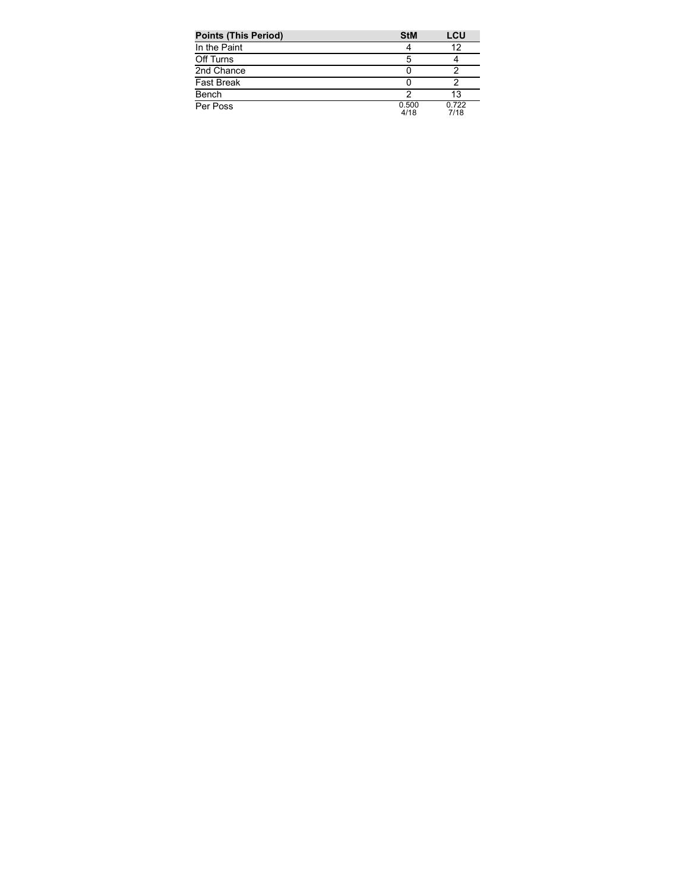| Points (This Period) | StM | LCU |
| --- | --- | --- |
| In the Paint | 4 | 12 |
| Off Turns | 5 | 4 |
| 2nd Chance | 0 | 2 |
| Fast Break | 0 | 2 |
| Bench | 2 | 13 |
| Per Poss | 0.500 4/18 | 0.722 7/18 |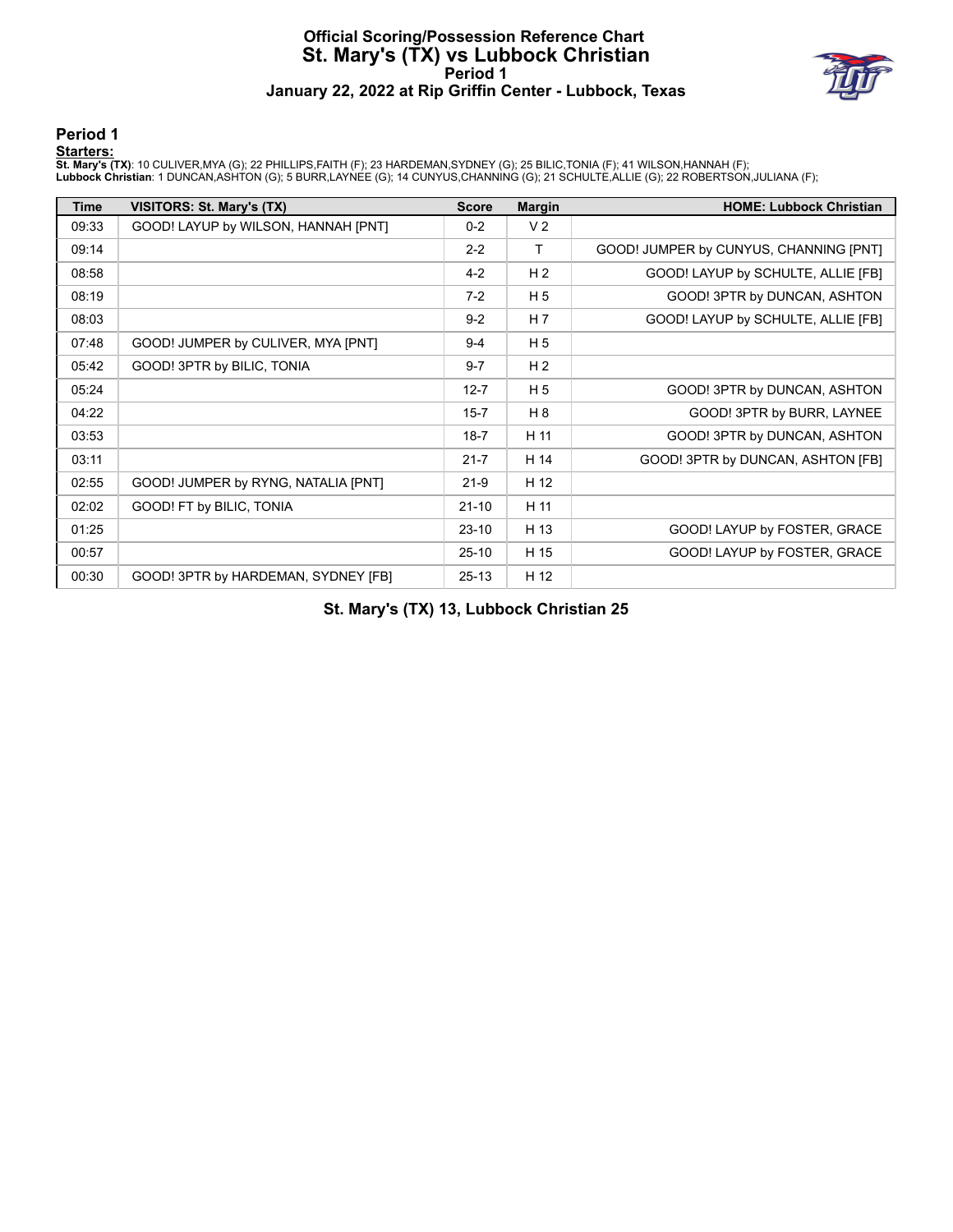# Official Scoring/Possession Reference Chart
# St. Mary's (TX) vs Lubbock Christian
## Period 1
## January 22, 2022 at Rip Griffin Center - Lubbock, Texas

### Period 1

**Starters:**

**St. Mary's (TX)**: 10 CULIVER,MYA (G); 22 PHILLIPS,FAITH (F); 23 HARDEMAN,SYDNEY (G); 25 BILIC,TONIA (F); 41 WILSON,HANNAH (F);
**Lubbock Christian**: 1 DUNCAN,ASHTON (G); 5 BURR,LAYNEE (G); 14 CUNYUS,CHANNING (G); 21 SCHULTE,ALLIE (G); 22 ROBERTSON,JULIANA (F);

| Time | VISITORS: St. Mary's (TX) | Score | Margin | HOME: Lubbock Christian |
|---|---|---|---|---|
| 09:33 | GOOD! LAYUP by WILSON, HANNAH [PNT] | 0-2 | V 2 | |
| 09:14 | | 2-2 | T | GOOD! JUMPER by CUNYUS, CHANNING [PNT] |
| 08:58 | | 4-2 | H 2 | GOOD! LAYUP by SCHULTE, ALLIE [FB] |
| 08:19 | | 7-2 | H 5 | GOOD! 3PTR by DUNCAN, ASHTON |
| 08:03 | | 9-2 | H 7 | GOOD! LAYUP by SCHULTE, ALLIE [FB] |
| 07:48 | GOOD! JUMPER by CULIVER, MYA [PNT] | 9-4 | H 5 | |
| 05:42 | GOOD! 3PTR by BILIC, TONIA | 9-7 | H 2 | |
| 05:24 | | 12-7 | H 5 | GOOD! 3PTR by DUNCAN, ASHTON |
| 04:22 | | 15-7 | H 8 | GOOD! 3PTR by BURR, LAYNEE |
| 03:53 | | 18-7 | H 11 | GOOD! 3PTR by DUNCAN, ASHTON |
| 03:11 | | 21-7 | H 14 | GOOD! 3PTR by DUNCAN, ASHTON [FB] |
| 02:55 | GOOD! JUMPER by RYNG, NATALIA [PNT] | 21-9 | H 12 | |
| 02:02 | GOOD! FT by BILIC, TONIA | 21-10 | H 11 | |
| 01:25 | | 23-10 | H 13 | GOOD! LAYUP by FOSTER, GRACE |
| 00:57 | | 25-10 | H 15 | GOOD! LAYUP by FOSTER, GRACE |
| 00:30 | GOOD! 3PTR by HARDEMAN, SYDNEY [FB] | 25-13 | H 12 | |

**St. Mary's (TX) 13, Lubbock Christian 25**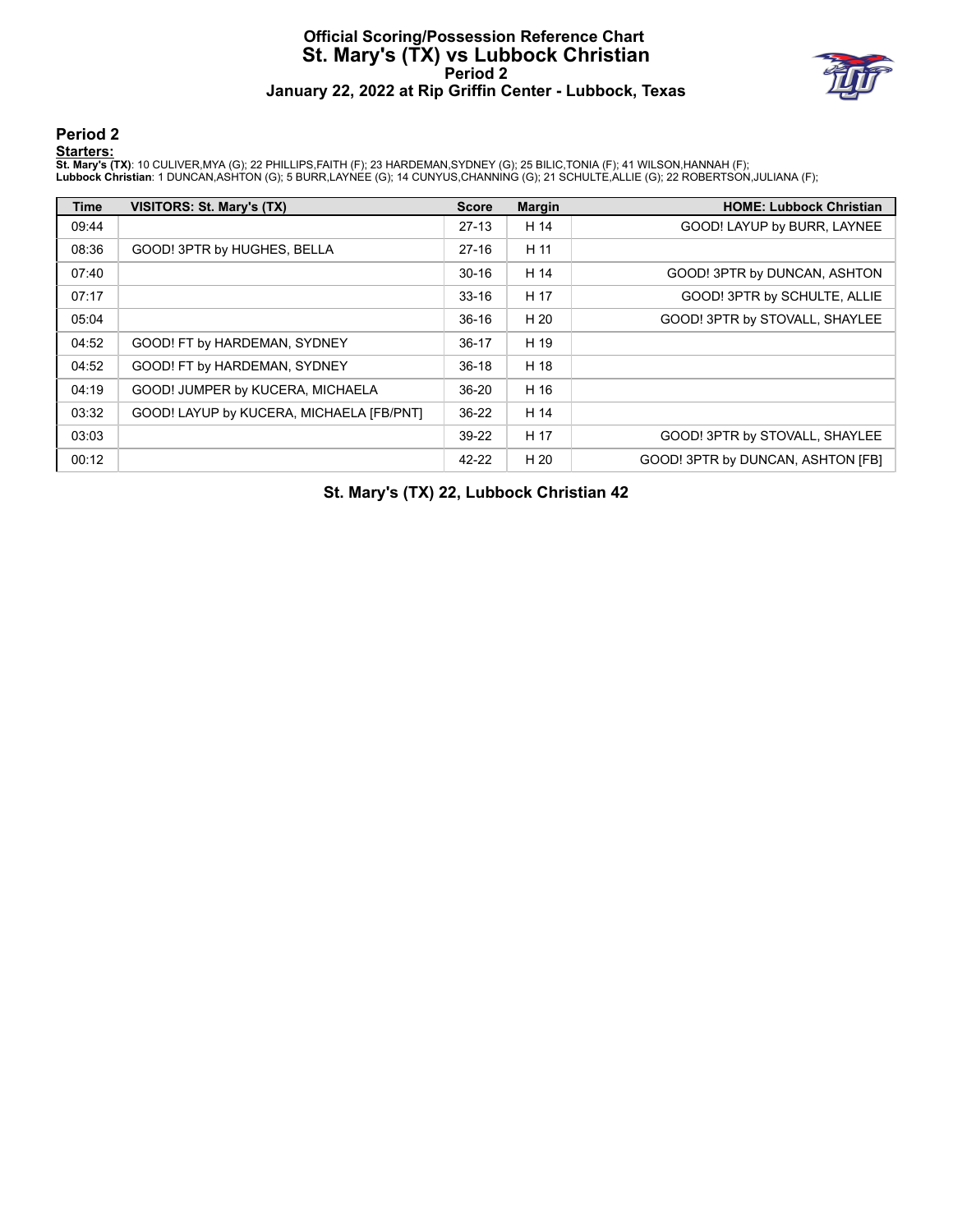# Official Scoring/Possession Reference Chart
# St. Mary's (TX) vs Lubbock Christian
## Period 2
## January 22, 2022 at Rip Griffin Center - Lubbock, Texas

### Period 2

**Starters:**

**St. Mary's (TX)**: 10 CULIVER,MYA (G); 22 PHILLIPS,FAITH (F); 23 HARDEMAN,SYDNEY (G); 25 BILIC,TONIA (F); 41 WILSON,HANNAH (F);
**Lubbock Christian**: 1 DUNCAN,ASHTON (G); 5 BURR,LAYNEE (G); 14 CUNYUS,CHANNING (G); 21 SCHULTE,ALLIE (G); 22 ROBERTSON,JULIANA (F);

| Time | VISITORS: St. Mary's (TX) | Score | Margin | HOME: Lubbock Christian |
|---|---|---|---|---|
| 09:44 | | 27-13 | H 14 | GOOD! LAYUP by BURR, LAYNEE |
| 08:36 | GOOD! 3PTR by HUGHES, BELLA | 27-16 | H 11 | |
| 07:40 | | 30-16 | H 14 | GOOD! 3PTR by DUNCAN, ASHTON |
| 07:17 | | 33-16 | H 17 | GOOD! 3PTR by SCHULTE, ALLIE |
| 05:04 | | 36-16 | H 20 | GOOD! 3PTR by STOVALL, SHAYLEE |
| 04:52 | GOOD! FT by HARDEMAN, SYDNEY | 36-17 | H 19 | |
| 04:52 | GOOD! FT by HARDEMAN, SYDNEY | 36-18 | H 18 | |
| 04:19 | GOOD! JUMPER by KUCERA, MICHAELA | 36-20 | H 16 | |
| 03:32 | GOOD! LAYUP by KUCERA, MICHAELA [FB/PNT] | 36-22 | H 14 | |
| 03:03 | | 39-22 | H 17 | GOOD! 3PTR by STOVALL, SHAYLEE |
| 00:12 | | 42-22 | H 20 | GOOD! 3PTR by DUNCAN, ASHTON [FB] |

**St. Mary's (TX) 22, Lubbock Christian 42**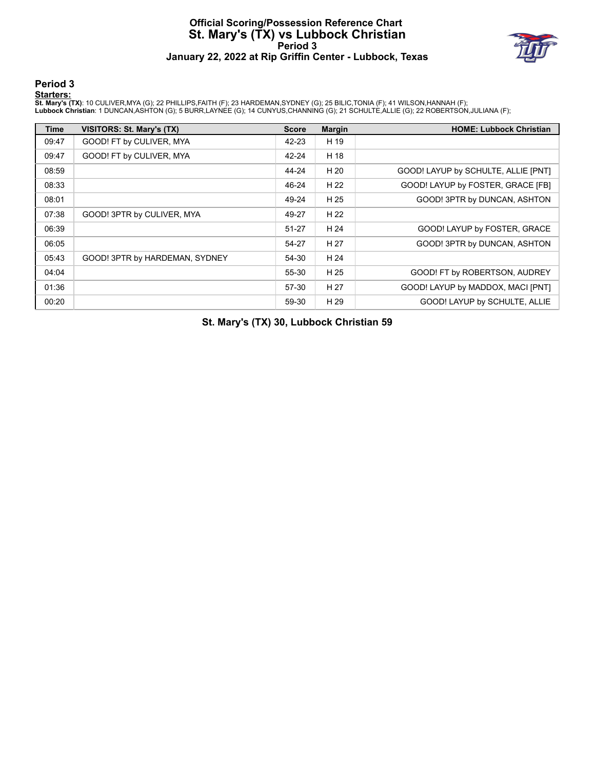# Official Scoring/Possession Reference Chart
# St. Mary's (TX) vs Lubbock Christian
## Period 3
### January 22, 2022 at Rip Griffin Center - Lubbock, Texas

## Period 3

**Starters:**

**St. Mary's (TX)**: 10 CULIVER,MYA (G); 22 PHILLIPS,FAITH (F); 23 HARDEMAN,SYDNEY (G); 25 BILIC,TONIA (F); 41 WILSON,HANNAH (F);
**Lubbock Christian**: 1 DUNCAN,ASHTON (G); 5 BURR,LAYNEE (G); 14 CUNYUS,CHANNING (G); 21 SCHULTE,ALLIE (G); 22 ROBERTSON,JULIANA (F);

| Time | VISITORS: St. Mary's (TX) | Score | Margin | HOME: Lubbock Christian |
|---|---|---|---|---|
| 09:47 | GOOD! FT by CULIVER, MYA | 42-23 | H 19 | |
| 09:47 | GOOD! FT by CULIVER, MYA | 42-24 | H 18 | |
| 08:59 | | 44-24 | H 20 | GOOD! LAYUP by SCHULTE, ALLIE [PNT] |
| 08:33 | | 46-24 | H 22 | GOOD! LAYUP by FOSTER, GRACE [FB] |
| 08:01 | | 49-24 | H 25 | GOOD! 3PTR by DUNCAN, ASHTON |
| 07:38 | GOOD! 3PTR by CULIVER, MYA | 49-27 | H 22 | |
| 06:39 | | 51-27 | H 24 | GOOD! LAYUP by FOSTER, GRACE |
| 06:05 | | 54-27 | H 27 | GOOD! 3PTR by DUNCAN, ASHTON |
| 05:43 | GOOD! 3PTR by HARDEMAN, SYDNEY | 54-30 | H 24 | |
| 04:04 | | 55-30 | H 25 | GOOD! FT by ROBERTSON, AUDREY |
| 01:36 | | 57-30 | H 27 | GOOD! LAYUP by MADDOX, MACI [PNT] |
| 00:20 | | 59-30 | H 29 | GOOD! LAYUP by SCHULTE, ALLIE |

**St. Mary's (TX) 30, Lubbock Christian 59**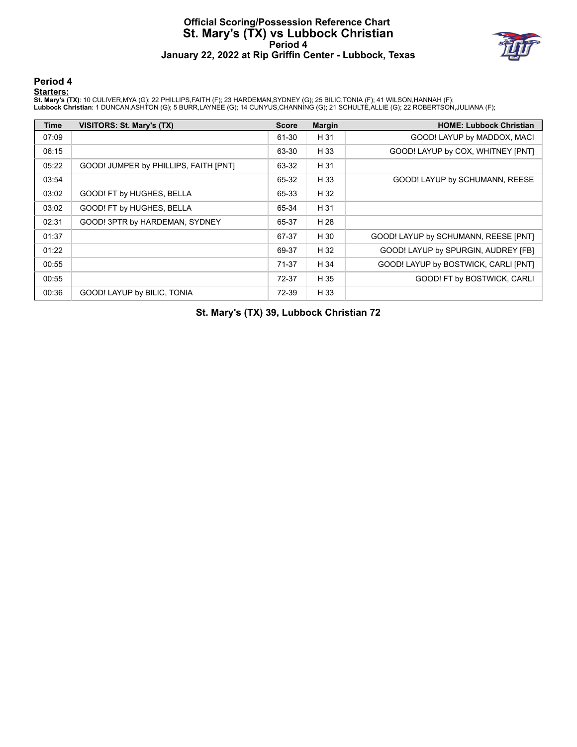# Official Scoring/Possession Reference Chart
# St. Mary's (TX) vs Lubbock Christian
## Period 4
## January 22, 2022 at Rip Griffin Center - Lubbock, Texas

## Period 4

**Starters:**

**St. Mary's (TX)**: 10 CULIVER,MYA (G); 22 PHILLIPS,FAITH (F); 23 HARDEMAN,SYDNEY (G); 25 BILIC,TONIA (F); 41 WILSON,HANNAH (F);
**Lubbock Christian**: 1 DUNCAN,ASHTON (G); 5 BURR,LAYNEE (G); 14 CUNYUS,CHANNING (G); 21 SCHULTE,ALLIE (G); 22 ROBERTSON,JULIANA (F);

| Time | VISITORS: St. Mary's (TX) | Score | Margin | HOME: Lubbock Christian |
|---|---|---|---|---|
| 07:09 | | 61-30 | H 31 | GOOD! LAYUP by MADDOX, MACI |
| 06:15 | | 63-30 | H 33 | GOOD! LAYUP by COX, WHITNEY [PNT] |
| 05:22 | GOOD! JUMPER by PHILLIPS, FAITH [PNT] | 63-32 | H 31 | |
| 03:54 | | 65-32 | H 33 | GOOD! LAYUP by SCHUMANN, REESE |
| 03:02 | GOOD! FT by HUGHES, BELLA | 65-33 | H 32 | |
| 03:02 | GOOD! FT by HUGHES, BELLA | 65-34 | H 31 | |
| 02:31 | GOOD! 3PTR by HARDEMAN, SYDNEY | 65-37 | H 28 | |
| 01:37 | | 67-37 | H 30 | GOOD! LAYUP by SCHUMANN, REESE [PNT] |
| 01:22 | | 69-37 | H 32 | GOOD! LAYUP by SPURGIN, AUDREY [FB] |
| 00:55 | | 71-37 | H 34 | GOOD! LAYUP by BOSTWICK, CARLI [PNT] |
| 00:55 | | 72-37 | H 35 | GOOD! FT by BOSTWICK, CARLI |
| 00:36 | GOOD! LAYUP by BILIC, TONIA | 72-39 | H 33 | |

**St. Mary's (TX) 39, Lubbock Christian 72**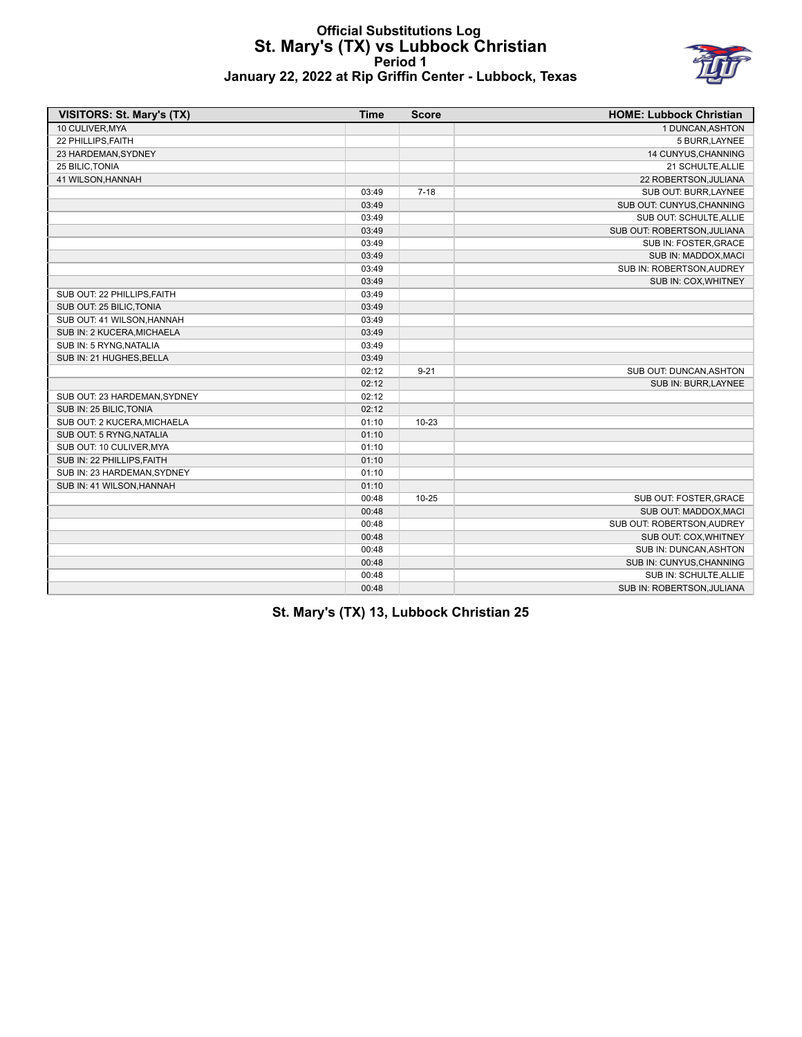# Official Substitutions Log
## St. Mary's (TX) vs Lubbock Christian
### Period 1
### January 22, 2022 at Rip Griffin Center - Lubbock, Texas

| VISITORS: St. Mary's (TX) | Time | Score | HOME: Lubbock Christian |
|---|---|---|---|
| 10 CULIVER,MYA | | | 1 DUNCAN,ASHTON |
| 22 PHILLIPS,FAITH | | | 5 BURR,LAYNEE |
| 23 HARDEMAN,SYDNEY | | | 14 CUNYUS,CHANNING |
| 25 BILIC,TONIA | | | 21 SCHULTE,ALLIE |
| 41 WILSON,HANNAH | | | 22 ROBERTSON,JULIANA |
| | 03:49 | 7-18 | SUB OUT: BURR,LAYNEE |
| | 03:49 | | SUB OUT: CUNYUS,CHANNING |
| | 03:49 | | SUB OUT: SCHULTE,ALLIE |
| | 03:49 | | SUB OUT: ROBERTSON,JULIANA |
| | 03:49 | | SUB IN: FOSTER,GRACE |
| | 03:49 | | SUB IN: MADDOX,MACI |
| | 03:49 | | SUB IN: ROBERTSON,AUDREY |
| | 03:49 | | SUB IN: COX,WHITNEY |
| SUB OUT: 22 PHILLIPS,FAITH | 03:49 | | |
| SUB OUT: 25 BILIC,TONIA | 03:49 | | |
| SUB OUT: 41 WILSON,HANNAH | 03:49 | | |
| SUB IN: 2 KUCERA,MICHAELA | 03:49 | | |
| SUB IN: 5 RYNG,NATALIA | 03:49 | | |
| SUB IN: 21 HUGHES,BELLA | 03:49 | | |
| | 02:12 | 9-21 | SUB OUT: DUNCAN,ASHTON |
| | 02:12 | | SUB IN: BURR,LAYNEE |
| SUB OUT: 23 HARDEMAN,SYDNEY | 02:12 | | |
| SUB IN: 25 BILIC,TONIA | 02:12 | | |
| SUB OUT: 2 KUCERA,MICHAELA | 01:10 | 10-23 | |
| SUB OUT: 5 RYNG,NATALIA | 01:10 | | |
| SUB OUT: 10 CULIVER,MYA | 01:10 | | |
| SUB IN: 22 PHILLIPS,FAITH | 01:10 | | |
| SUB IN: 23 HARDEMAN,SYDNEY | 01:10 | | |
| SUB IN: 41 WILSON,HANNAH | 01:10 | | |
| | 00:48 | 10-25 | SUB OUT: FOSTER,GRACE |
| | 00:48 | | SUB OUT: MADDOX,MACI |
| | 00:48 | | SUB OUT: ROBERTSON,AUDREY |
| | 00:48 | | SUB OUT: COX,WHITNEY |
| | 00:48 | | SUB IN: DUNCAN,ASHTON |
| | 00:48 | | SUB IN: CUNYUS,CHANNING |
| | 00:48 | | SUB IN: SCHULTE,ALLIE |
| | 00:48 | | SUB IN: ROBERTSON,JULIANA |

**St. Mary's (TX) 13, Lubbock Christian 25**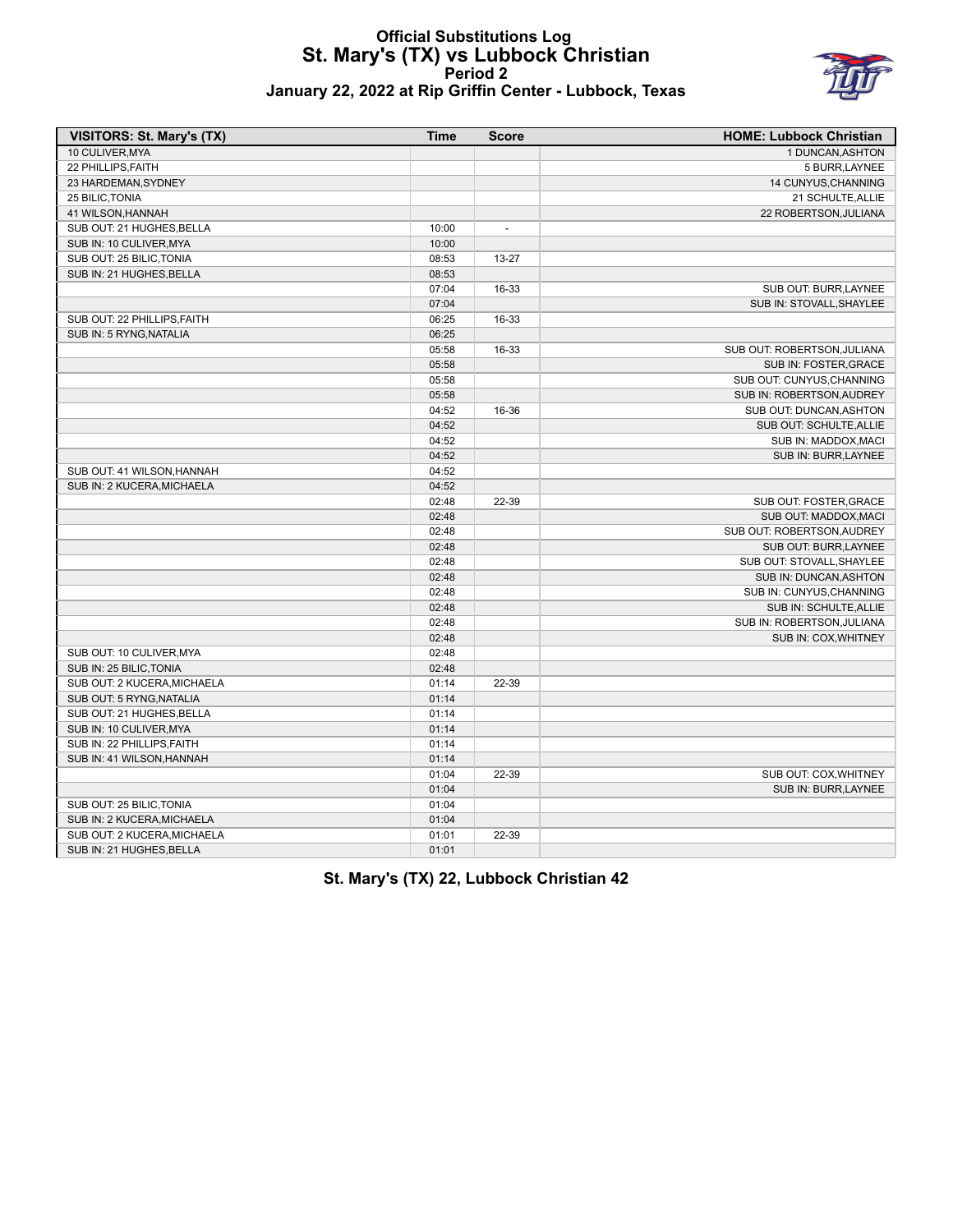# Official Substitutions Log
## St. Mary's (TX) vs Lubbock Christian
### Period 2
### January 22, 2022 at Rip Griffin Center - Lubbock, Texas

| VISITORS: St. Mary's (TX) | Time | Score | HOME: Lubbock Christian |
|---|---|---|---|
| 10 CULIVER,MYA | | | 1 DUNCAN,ASHTON |
| 22 PHILLIPS,FAITH | | | 5 BURR,LAYNEE |
| 23 HARDEMAN,SYDNEY | | | 14 CUNYUS,CHANNING |
| 25 BILIC,TONIA | | | 21 SCHULTE,ALLIE |
| 41 WILSON,HANNAH | | | 22 ROBERTSON,JULIANA |
| SUB OUT: 21 HUGHES,BELLA | 10:00 | - | |
| SUB IN: 10 CULIVER,MYA | 10:00 | | |
| SUB OUT: 25 BILIC,TONIA | 08:53 | 13-27 | |
| SUB IN: 21 HUGHES,BELLA | 08:53 | | |
| | 07:04 | 16-33 | SUB OUT: BURR,LAYNEE |
| | 07:04 | | SUB IN: STOVALL,SHAYLEE |
| SUB OUT: 22 PHILLIPS,FAITH | 06:25 | 16-33 | |
| SUB IN: 5 RYNG,NATALIA | 06:25 | | |
| | 05:58 | 16-33 | SUB OUT: ROBERTSON,JULIANA |
| | 05:58 | | SUB IN: FOSTER,GRACE |
| | 05:58 | | SUB OUT: CUNYUS,CHANNING |
| | 05:58 | | SUB IN: ROBERTSON,AUDREY |
| | 04:52 | 16-36 | SUB OUT: DUNCAN,ASHTON |
| | 04:52 | | SUB OUT: SCHULTE,ALLIE |
| | 04:52 | | SUB IN: MADDOX,MACI |
| | 04:52 | | SUB IN: BURR,LAYNEE |
| SUB OUT: 41 WILSON,HANNAH | 04:52 | | |
| SUB IN: 2 KUCERA,MICHAELA | 04:52 | | |
| | 02:48 | 22-39 | SUB OUT: FOSTER,GRACE |
| | 02:48 | | SUB OUT: MADDOX,MACI |
| | 02:48 | | SUB OUT: ROBERTSON,AUDREY |
| | 02:48 | | SUB OUT: BURR,LAYNEE |
| | 02:48 | | SUB OUT: STOVALL,SHAYLEE |
| | 02:48 | | SUB IN: DUNCAN,ASHTON |
| | 02:48 | | SUB IN: CUNYUS,CHANNING |
| | 02:48 | | SUB IN: SCHULTE,ALLIE |
| | 02:48 | | SUB IN: ROBERTSON,JULIANA |
| | 02:48 | | SUB IN: COX,WHITNEY |
| SUB OUT: 10 CULIVER,MYA | 02:48 | | |
| SUB IN: 25 BILIC,TONIA | 02:48 | | |
| SUB OUT: 2 KUCERA,MICHAELA | 01:14 | 22-39 | |
| SUB OUT: 5 RYNG,NATALIA | 01:14 | | |
| SUB OUT: 21 HUGHES,BELLA | 01:14 | | |
| SUB IN: 10 CULIVER,MYA | 01:14 | | |
| SUB IN: 22 PHILLIPS,FAITH | 01:14 | | |
| SUB IN: 41 WILSON,HANNAH | 01:14 | | |
| | 01:04 | 22-39 | SUB OUT: COX,WHITNEY |
| | 01:04 | | SUB IN: BURR,LAYNEE |
| SUB OUT: 25 BILIC,TONIA | 01:04 | | |
| SUB IN: 2 KUCERA,MICHAELA | 01:04 | | |
| SUB OUT: 2 KUCERA,MICHAELA | 01:01 | 22-39 | |
| SUB IN: 21 HUGHES,BELLA | 01:01 | | |

**St. Mary's (TX) 22, Lubbock Christian 42**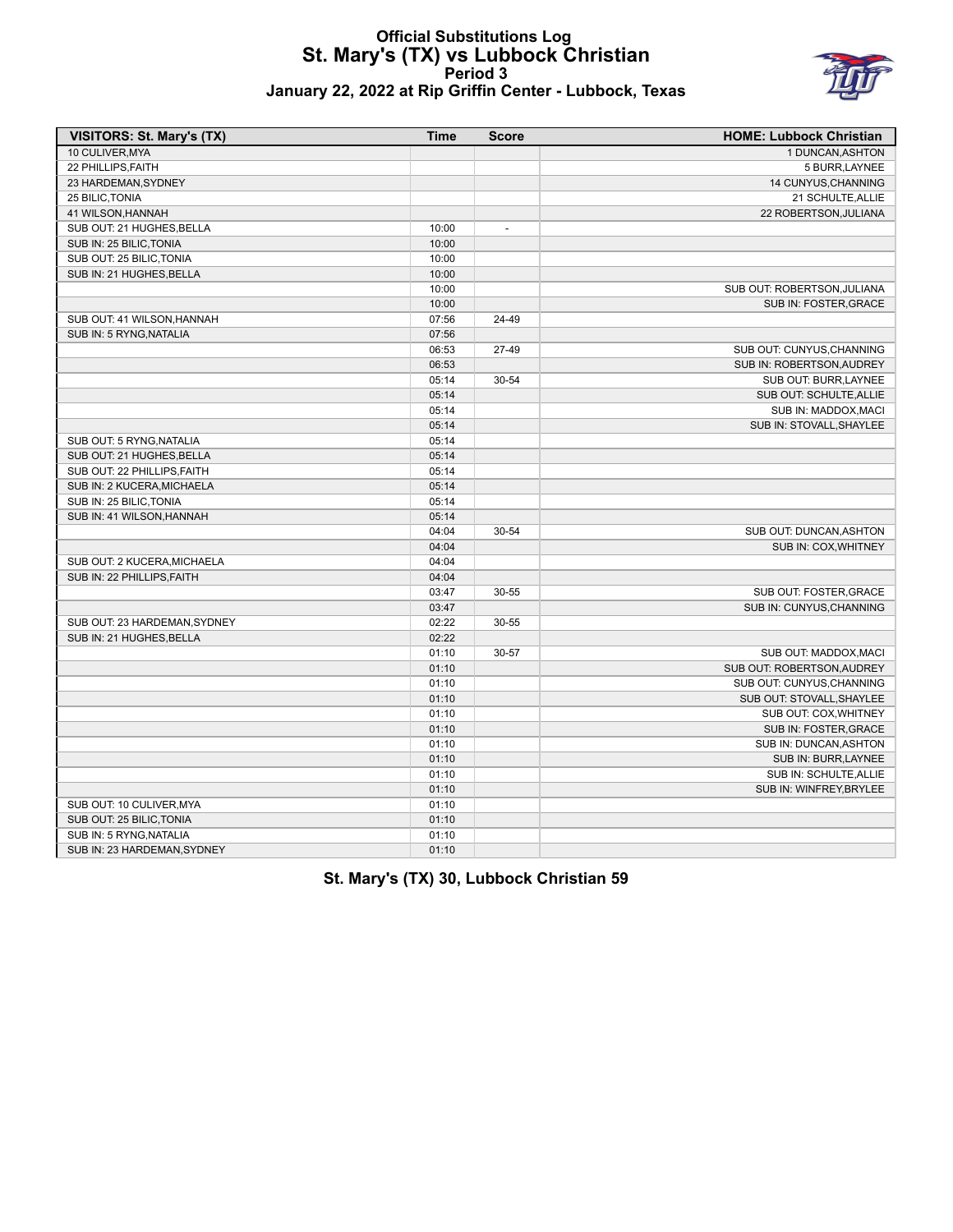# Official Substitutions Log
## St. Mary's (TX) vs Lubbock Christian
### Period 3
### January 22, 2022 at Rip Griffin Center - Lubbock, Texas

| VISITORS: St. Mary's (TX) | Time | Score | HOME: Lubbock Christian |
|---|---|---|---|
| 10 CULIVER,MYA | | | 1 DUNCAN,ASHTON |
| 22 PHILLIPS,FAITH | | | 5 BURR,LAYNEE |
| 23 HARDEMAN,SYDNEY | | | 14 CUNYUS,CHANNING |
| 25 BILIC,TONIA | | | 21 SCHULTE,ALLIE |
| 41 WILSON,HANNAH | | | 22 ROBERTSON,JULIANA |
| SUB OUT: 21 HUGHES,BELLA | 10:00 | - | |
| SUB IN: 25 BILIC,TONIA | 10:00 | | |
| SUB OUT: 25 BILIC,TONIA | 10:00 | | |
| SUB IN: 21 HUGHES,BELLA | 10:00 | | |
| | 10:00 | | SUB OUT: ROBERTSON,JULIANA |
| | 10:00 | | SUB IN: FOSTER,GRACE |
| SUB OUT: 41 WILSON,HANNAH | 07:56 | 24-49 | |
| SUB IN: 5 RYNG,NATALIA | 07:56 | | |
| | 06:53 | 27-49 | SUB OUT: CUNYUS,CHANNING |
| | 06:53 | | SUB IN: ROBERTSON,AUDREY |
| | 05:14 | 30-54 | SUB OUT: BURR,LAYNEE |
| | 05:14 | | SUB OUT: SCHULTE,ALLIE |
| | 05:14 | | SUB IN: MADDOX,MACI |
| | 05:14 | | SUB IN: STOVALL,SHAYLEE |
| SUB OUT: 5 RYNG,NATALIA | 05:14 | | |
| SUB OUT: 21 HUGHES,BELLA | 05:14 | | |
| SUB OUT: 22 PHILLIPS,FAITH | 05:14 | | |
| SUB IN: 2 KUCERA,MICHAELA | 05:14 | | |
| SUB IN: 25 BILIC,TONIA | 05:14 | | |
| SUB IN: 41 WILSON,HANNAH | 05:14 | | |
| | 04:04 | 30-54 | SUB OUT: DUNCAN,ASHTON |
| | 04:04 | | SUB IN: COX,WHITNEY |
| SUB OUT: 2 KUCERA,MICHAELA | 04:04 | | |
| SUB IN: 22 PHILLIPS,FAITH | 04:04 | | |
| | 03:47 | 30-55 | SUB OUT: FOSTER,GRACE |
| | 03:47 | | SUB IN: CUNYUS,CHANNING |
| SUB OUT: 23 HARDEMAN,SYDNEY | 02:22 | 30-55 | |
| SUB IN: 21 HUGHES,BELLA | 02:22 | | |
| | 01:10 | 30-57 | SUB OUT: MADDOX,MACI |
| | 01:10 | | SUB OUT: ROBERTSON,AUDREY |
| | 01:10 | | SUB OUT: CUNYUS,CHANNING |
| | 01:10 | | SUB OUT: STOVALL,SHAYLEE |
| | 01:10 | | SUB OUT: COX,WHITNEY |
| | 01:10 | | SUB IN: FOSTER,GRACE |
| | 01:10 | | SUB IN: DUNCAN,ASHTON |
| | 01:10 | | SUB IN: BURR,LAYNEE |
| | 01:10 | | SUB IN: SCHULTE,ALLIE |
| | 01:10 | | SUB IN: WINFREY,BRYLEE |
| SUB OUT: 10 CULIVER,MYA | 01:10 | | |
| SUB OUT: 25 BILIC,TONIA | 01:10 | | |
| SUB IN: 5 RYNG,NATALIA | 01:10 | | |
| SUB IN: 23 HARDEMAN,SYDNEY | 01:10 | | |

**St. Mary's (TX) 30, Lubbock Christian 59**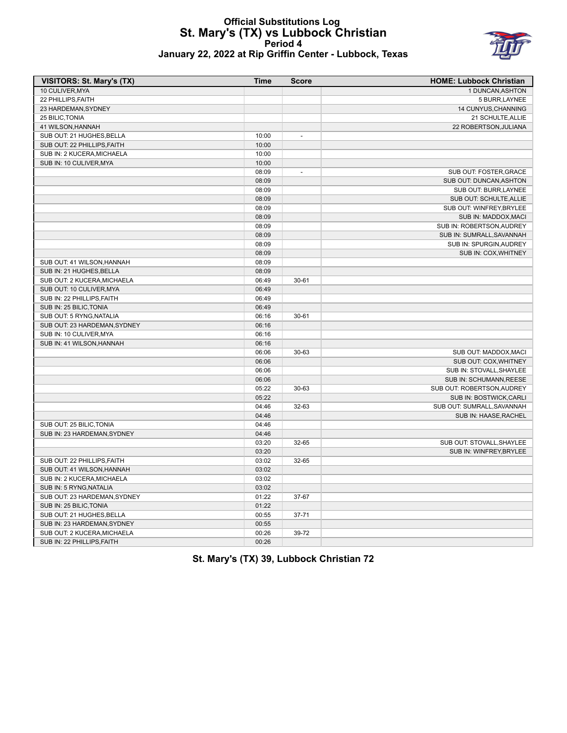# Official Substitutions Log
# St. Mary's (TX) vs Lubbock Christian
## Period 4
### January 22, 2022 at Rip Griffin Center - Lubbock, Texas

| VISITORS: St. Mary's (TX) | Time | Score | HOME: Lubbock Christian |
|---|---|---|---|
| 10 CULIVER,MYA | | | 1 DUNCAN,ASHTON |
| 22 PHILLIPS,FAITH | | | 5 BURR,LAYNEE |
| 23 HARDEMAN,SYDNEY | | | 14 CUNYUS,CHANNING |
| 25 BILIC,TONIA | | | 21 SCHULTE,ALLIE |
| 41 WILSON,HANNAH | | | 22 ROBERTSON,JULIANA |
| SUB OUT: 21 HUGHES,BELLA | 10:00 | - | |
| SUB OUT: 22 PHILLIPS,FAITH | 10:00 | | |
| SUB IN: 2 KUCERA,MICHAELA | 10:00 | | |
| SUB IN: 10 CULIVER,MYA | 10:00 | | |
| | 08:09 | - | SUB OUT: FOSTER,GRACE |
| | 08:09 | | SUB OUT: DUNCAN,ASHTON |
| | 08:09 | | SUB OUT: BURR,LAYNEE |
| | 08:09 | | SUB OUT: SCHULTE,ALLIE |
| | 08:09 | | SUB OUT: WINFREY,BRYLEE |
| | 08:09 | | SUB IN: MADDOX,MACI |
| | 08:09 | | SUB IN: ROBERTSON,AUDREY |
| | 08:09 | | SUB IN: SUMRALL,SAVANNAH |
| | 08:09 | | SUB IN: SPURGIN,AUDREY |
| | 08:09 | | SUB IN: COX,WHITNEY |
| SUB OUT: 41 WILSON,HANNAH | 08:09 | | |
| SUB IN: 21 HUGHES,BELLA | 08:09 | | |
| SUB OUT: 2 KUCERA,MICHAELA | 06:49 | 30-61 | |
| SUB OUT: 10 CULIVER,MYA | 06:49 | | |
| SUB IN: 22 PHILLIPS,FAITH | 06:49 | | |
| SUB IN: 25 BILIC,TONIA | 06:49 | | |
| SUB OUT: 5 RYNG,NATALIA | 06:16 | 30-61 | |
| SUB OUT: 23 HARDEMAN,SYDNEY | 06:16 | | |
| SUB IN: 10 CULIVER,MYA | 06:16 | | |
| SUB IN: 41 WILSON,HANNAH | 06:16 | | |
| | 06:06 | 30-63 | SUB OUT: MADDOX,MACI |
| | 06:06 | | SUB OUT: COX,WHITNEY |
| | 06:06 | | SUB IN: STOVALL,SHAYLEE |
| | 06:06 | | SUB IN: SCHUMANN,REESE |
| | 05:22 | 30-63 | SUB OUT: ROBERTSON,AUDREY |
| | 05:22 | | SUB IN: BOSTWICK,CARLI |
| | 04:46 | 32-63 | SUB OUT: SUMRALL,SAVANNAH |
| | 04:46 | | SUB IN: HAASE,RACHEL |
| SUB OUT: 25 BILIC,TONIA | 04:46 | | |
| SUB IN: 23 HARDEMAN,SYDNEY | 04:46 | | |
| | 03:20 | 32-65 | SUB OUT: STOVALL,SHAYLEE |
| | 03:20 | | SUB IN: WINFREY,BRYLEE |
| SUB OUT: 22 PHILLIPS,FAITH | 03:02 | 32-65 | |
| SUB OUT: 41 WILSON,HANNAH | 03:02 | | |
| SUB IN: 2 KUCERA,MICHAELA | 03:02 | | |
| SUB IN: 5 RYNG,NATALIA | 03:02 | | |
| SUB OUT: 23 HARDEMAN,SYDNEY | 01:22 | 37-67 | |
| SUB IN: 25 BILIC,TONIA | 01:22 | | |
| SUB OUT: 21 HUGHES,BELLA | 00:55 | 37-71 | |
| SUB IN: 23 HARDEMAN,SYDNEY | 00:55 | | |
| SUB OUT: 2 KUCERA,MICHAELA | 00:26 | 39-72 | |
| SUB IN: 22 PHILLIPS,FAITH | 00:26 | | |

**St. Mary's (TX) 39, Lubbock Christian 72**